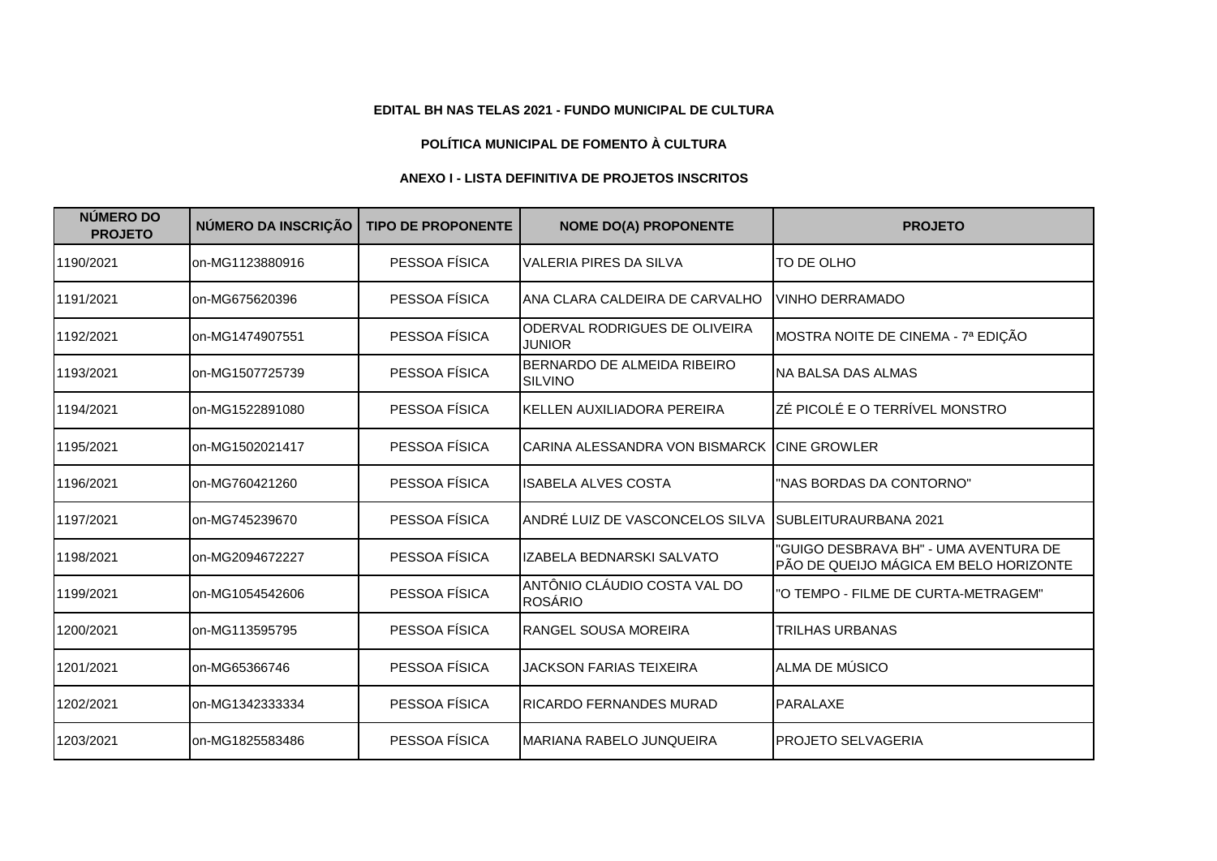**EDITAL BH NAS TELAS 2021 - FUNDO MUNICIPAL DE CULTURA**

**POLÍTICA MUNICIPAL DE FOMENTO À CULTURA**

**ANEXO I - LISTA DEFINITIVA DE PROJETOS INSCRITOS**

| NÚMERO DO PROJETO | NÚMERO DA INSCRIÇÃO | TIPO DE PROPONENTE | NOME DO(A) PROPONENTE | PROJETO |
|---|---|---|---|---|
| 1190/2021 | on-MG1123880916 | PESSOA FÍSICA | VALERIA PIRES DA SILVA | TO DE OLHO |
| 1191/2021 | on-MG675620396 | PESSOA FÍSICA | ANA CLARA CALDEIRA DE CARVALHO | VINHO DERRAMADO |
| 1192/2021 | on-MG1474907551 | PESSOA FÍSICA | ODERVAL RODRIGUES DE OLIVEIRA JUNIOR | MOSTRA NOITE DE CINEMA - 7ª EDIÇÃO |
| 1193/2021 | on-MG1507725739 | PESSOA FÍSICA | BERNARDO DE ALMEIDA RIBEIRO SILVINO | NA BALSA DAS ALMAS |
| 1194/2021 | on-MG1522891080 | PESSOA FÍSICA | KELLEN AUXILIADORA PEREIRA | ZÉ PICOLÉ E O TERRÍVEL MONSTRO |
| 1195/2021 | on-MG1502021417 | PESSOA FÍSICA | CARINA ALESSANDRA VON BISMARCK | CINE GROWLER |
| 1196/2021 | on-MG760421260 | PESSOA FÍSICA | ISABELA ALVES COSTA | "NAS BORDAS DA CONTORNO" |
| 1197/2021 | on-MG745239670 | PESSOA FÍSICA | ANDRÉ LUIZ DE VASCONCELOS SILVA | SUBLEITURAURBANA 2021 |
| 1198/2021 | on-MG2094672227 | PESSOA FÍSICA | IZABELA BEDNARSKI SALVATO | "GUIGO DESBRAVA BH" - UMA AVENTURA DE PÃO DE QUEIJO MÁGICA EM BELO HORIZONTE |
| 1199/2021 | on-MG1054542606 | PESSOA FÍSICA | ANTÔNIO CLÁUDIO COSTA VAL DO ROSÁRIO | "O TEMPO - FILME DE CURTA-METRAGEM" |
| 1200/2021 | on-MG113595795 | PESSOA FÍSICA | RANGEL SOUSA MOREIRA | TRILHAS URBANAS |
| 1201/2021 | on-MG65366746 | PESSOA FÍSICA | JACKSON FARIAS TEIXEIRA | ALMA DE MÚSICO |
| 1202/2021 | on-MG1342333334 | PESSOA FÍSICA | RICARDO FERNANDES MURAD | PARALAXE |
| 1203/2021 | on-MG1825583486 | PESSOA FÍSICA | MARIANA RABELO JUNQUEIRA | PROJETO SELVAGERIA |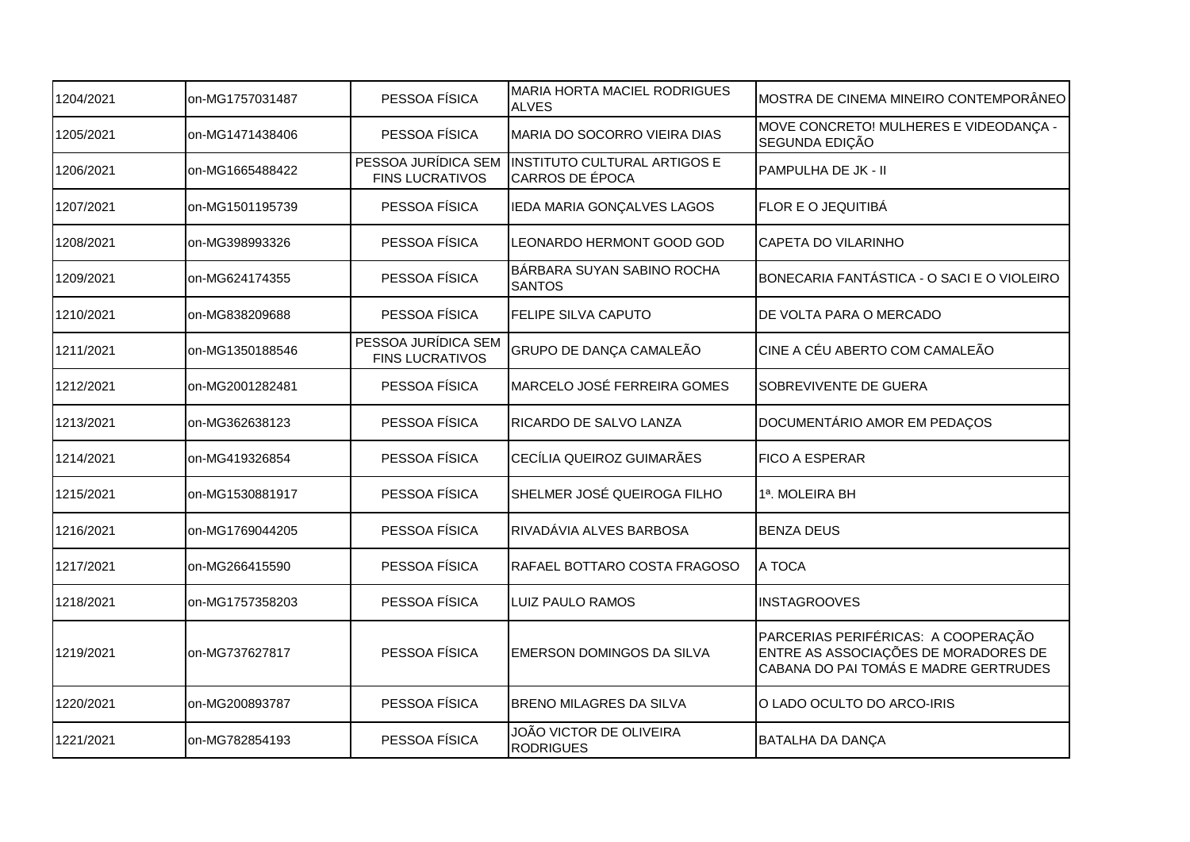| 1204/2021 | on-MG1757031487 | PESSOA FÍSICA | MARIA HORTA MACIEL RODRIGUES ALVES | MOSTRA DE CINEMA MINEIRO CONTEMPORÂNEO |
|---|---|---|---|---|
| 1205/2021 | on-MG1471438406 | PESSOA FÍSICA | MARIA DO SOCORRO VIEIRA DIAS | MOVE CONCRETO! MULHERES E VIDEODANÇA - SEGUNDA EDIÇÃO |
| 1206/2021 | on-MG1665488422 | PESSOA JURÍDICA SEM FINS LUCRATIVOS | INSTITUTO CULTURAL ARTIGOS E CARROS DE ÉPOCA | PAMPULHA DE JK - II |
| 1207/2021 | on-MG1501195739 | PESSOA FÍSICA | IEDA MARIA GONÇALVES LAGOS | FLOR E O JEQUITIBÁ |
| 1208/2021 | on-MG398993326 | PESSOA FÍSICA | LEONARDO HERMONT GOOD GOD | CAPETA DO VILARINHO |
| 1209/2021 | on-MG624174355 | PESSOA FÍSICA | BÁRBARA SUYAN SABINO ROCHA SANTOS | BONECARIA FANTÁSTICA - O SACI E O VIOLEIRO |
| 1210/2021 | on-MG838209688 | PESSOA FÍSICA | FELIPE SILVA CAPUTO | DE VOLTA PARA O MERCADO |
| 1211/2021 | on-MG1350188546 | PESSOA JURÍDICA SEM FINS LUCRATIVOS | GRUPO DE DANÇA CAMALEÃO | CINE A CÉU ABERTO COM CAMALEÃO |
| 1212/2021 | on-MG2001282481 | PESSOA FÍSICA | MARCELO JOSÉ FERREIRA GOMES | SOBREVIVENTE DE GUERA |
| 1213/2021 | on-MG362638123 | PESSOA FÍSICA | RICARDO DE SALVO LANZA | DOCUMENTÁRIO AMOR EM PEDAÇOS |
| 1214/2021 | on-MG419326854 | PESSOA FÍSICA | CECÍLIA QUEIROZ GUIMARÃES | FICO A ESPERAR |
| 1215/2021 | on-MG1530881917 | PESSOA FÍSICA | SHELMER JOSÉ QUEIROGA FILHO | 1ª. MOLEIRA BH |
| 1216/2021 | on-MG1769044205 | PESSOA FÍSICA | RIVADÁVIA ALVES BARBOSA | BENZA DEUS |
| 1217/2021 | on-MG266415590 | PESSOA FÍSICA | RAFAEL BOTTARO COSTA FRAGOSO | A TOCA |
| 1218/2021 | on-MG1757358203 | PESSOA FÍSICA | LUIZ PAULO RAMOS | INSTAGROOVES |
| 1219/2021 | on-MG737627817 | PESSOA FÍSICA | EMERSON DOMINGOS DA SILVA | PARCERIAS PERIFÉRICAS: A COOPERAÇÃO ENTRE AS ASSOCIAÇÕES DE MORADORES DE CABANA DO PAI TOMÁS E MADRE GERTRUDES |
| 1220/2021 | on-MG200893787 | PESSOA FÍSICA | BRENO MILAGRES DA SILVA | O LADO OCULTO DO ARCO-IRIS |
| 1221/2021 | on-MG782854193 | PESSOA FÍSICA | JOÃO VICTOR DE OLIVEIRA RODRIGUES | BATALHA DA DANÇA |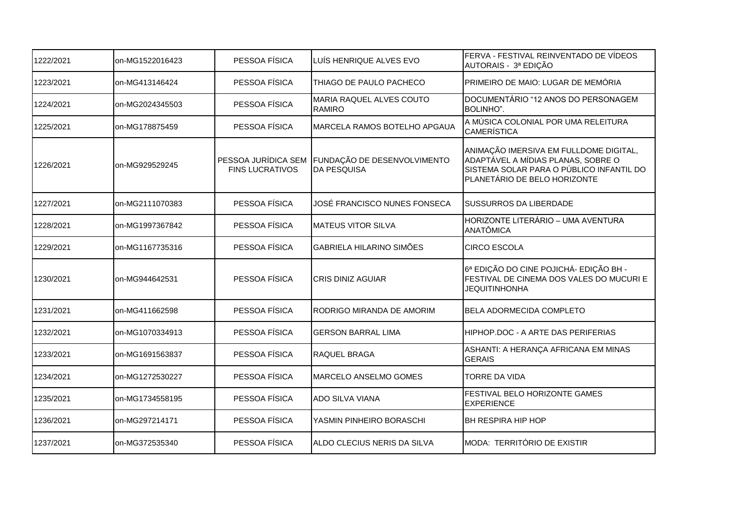| 1222/2021 | on-MG1522016423 | PESSOA FÍSICA | LUÍS HENRIQUE ALVES EVO | FERVA - FESTIVAL REINVENTADO DE VÍDEOS AUTORAIS - 3ª EDIÇÃO |
|---|---|---|---|---|
| 1223/2021 | on-MG413146424 | PESSOA FÍSICA | THIAGO DE PAULO PACHECO | PRIMEIRO DE MAIO: LUGAR DE MEMÓRIA |
| 1224/2021 | on-MG2024345503 | PESSOA FÍSICA | MARIA RAQUEL ALVES COUTO RAMIRO | DOCUMENTÁRIO "12 ANOS DO PERSONAGEM BOLINHO". |
| 1225/2021 | on-MG178875459 | PESSOA FÍSICA | MARCELA RAMOS BOTELHO APGAUA | A MÚSICA COLONIAL POR UMA RELEITURA CAMERÍSTICA |
| 1226/2021 | on-MG929529245 | PESSOA JURÍDICA SEM FINS LUCRATIVOS | FUNDAÇÃO DE DESENVOLVIMENTO DA PESQUISA | ANIMAÇÃO IMERSIVA EM FULLDOME DIGITAL, ADAPTÁVEL A MÍDIAS PLANAS, SOBRE O SISTEMA SOLAR PARA O PÚBLICO INFANTIL DO PLANETÁRIO DE BELO HORIZONTE |
| 1227/2021 | on-MG2111070383 | PESSOA FÍSICA | JOSÉ FRANCISCO NUNES FONSECA | SUSSURROS DA LIBERDADE |
| 1228/2021 | on-MG1997367842 | PESSOA FÍSICA | MATEUS VITOR SILVA | HORIZONTE LITERÁRIO – UMA AVENTURA ANATÔMICA |
| 1229/2021 | on-MG1167735316 | PESSOA FÍSICA | GABRIELA HILARINO SIMÕES | CIRCO ESCOLA |
| 1230/2021 | on-MG944642531 | PESSOA FÍSICA | CRIS DINIZ AGUIAR | 6ª EDIÇÃO DO CINE POJICHÁ- EDIÇÃO BH - FESTIVAL DE CINEMA DOS VALES DO MUCURI E JEQUITINHONHA |
| 1231/2021 | on-MG411662598 | PESSOA FÍSICA | RODRIGO MIRANDA DE AMORIM | BELA ADORMECIDA COMPLETO |
| 1232/2021 | on-MG1070334913 | PESSOA FÍSICA | GERSON BARRAL LIMA | HIPHOP.DOC - A ARTE DAS PERIFERIAS |
| 1233/2021 | on-MG1691563837 | PESSOA FÍSICA | RAQUEL BRAGA | ASHANTI: A HERANÇA AFRICANA EM MINAS GERAIS |
| 1234/2021 | on-MG1272530227 | PESSOA FÍSICA | MARCELO ANSELMO GOMES | TORRE DA VIDA |
| 1235/2021 | on-MG1734558195 | PESSOA FÍSICA | ADO SILVA VIANA | FESTIVAL BELO HORIZONTE GAMES EXPERIENCE |
| 1236/2021 | on-MG297214171 | PESSOA FÍSICA | YASMIN PINHEIRO BORASCHI | BH RESPIRA HIP HOP |
| 1237/2021 | on-MG372535340 | PESSOA FÍSICA | ALDO CLECIUS NERIS DA SILVA | MODA: TERRITÓRIO DE EXISTIR |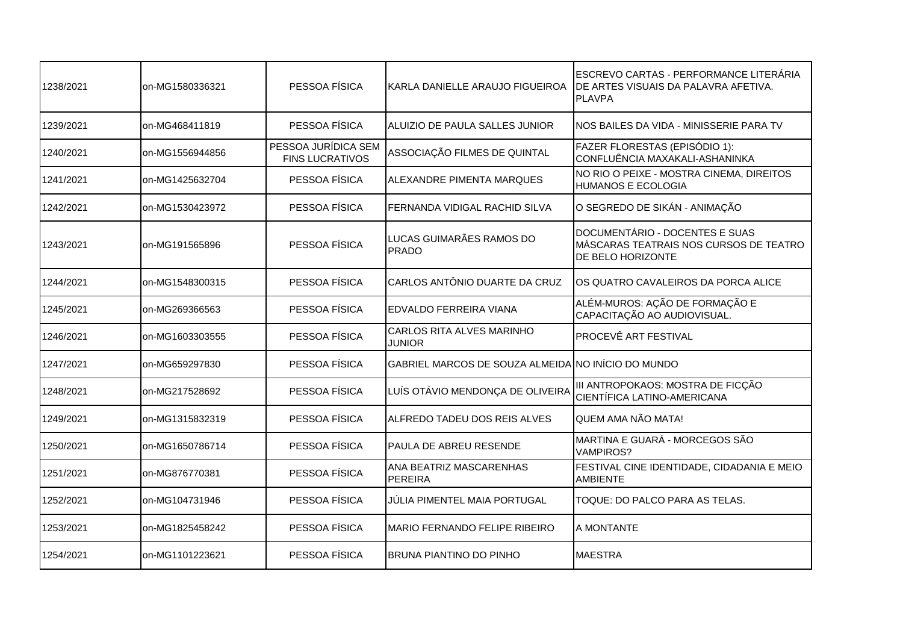| | | | | |
|---|---|---|---|---|
| 1238/2021 | on-MG1580336321 | PESSOA FÍSICA | KARLA DANIELLE ARAUJO FIGUEIROA | ESCREVO CARTAS - PERFORMANCE LITERÁRIA DE ARTES VISUAIS DA PALAVRA AFETIVA. PLAVPA |
| 1239/2021 | on-MG468411819 | PESSOA FÍSICA | ALUIZIO DE PAULA SALLES JUNIOR | NOS BAILES DA VIDA - MINISSERIE PARA TV |
| 1240/2021 | on-MG1556944856 | PESSOA JURÍDICA SEM FINS LUCRATIVOS | ASSOCIAÇÃO FILMES DE QUINTAL | FAZER FLORESTAS (EPISÓDIO 1): CONFLUÊNCIA MAXAKALI-ASHANINKA |
| 1241/2021 | on-MG1425632704 | PESSOA FÍSICA | ALEXANDRE PIMENTA MARQUES | NO RIO O PEIXE - MOSTRA CINEMA, DIREITOS HUMANOS E ECOLOGIA |
| 1242/2021 | on-MG1530423972 | PESSOA FÍSICA | FERNANDA VIDIGAL RACHID SILVA | O SEGREDO DE SIKÁN - ANIMAÇÃO |
| 1243/2021 | on-MG191565896 | PESSOA FÍSICA | LUCAS GUIMARÃES RAMOS DO PRADO | DOCUMENTÁRIO - DOCENTES E SUAS MÁSCARAS TEATRAIS NOS CURSOS DE TEATRO DE BELO HORIZONTE |
| 1244/2021 | on-MG1548300315 | PESSOA FÍSICA | CARLOS ANTÔNIO DUARTE DA CRUZ | OS QUATRO CAVALEIROS DA PORCA ALICE |
| 1245/2021 | on-MG269366563 | PESSOA FÍSICA | EDVALDO FERREIRA VIANA | ALÉM-MUROS: AÇÃO DE FORMAÇÃO E CAPACITAÇÃO AO AUDIOVISUAL. |
| 1246/2021 | on-MG1603303555 | PESSOA FÍSICA | CARLOS RITA ALVES MARINHO JUNIOR | PROCEVÊ ART FESTIVAL |
| 1247/2021 | on-MG659297830 | PESSOA FÍSICA | GABRIEL MARCOS DE SOUZA ALMEIDA | NO INÍCIO DO MUNDO |
| 1248/2021 | on-MG217528692 | PESSOA FÍSICA | LUÍS OTÁVIO MENDONÇA DE OLIVEIRA | III ANTROPOKAOS: MOSTRA DE FICÇÃO CIENTÍFICA LATINO-AMERICANA |
| 1249/2021 | on-MG1315832319 | PESSOA FÍSICA | ALFREDO TADEU DOS REIS ALVES | QUEM AMA NÃO MATA! |
| 1250/2021 | on-MG1650786714 | PESSOA FÍSICA | PAULA DE ABREU RESENDE | MARTINA E GUARÁ - MORCEGOS SÃO VAMPIROS? |
| 1251/2021 | on-MG876770381 | PESSOA FÍSICA | ANA BEATRIZ MASCARENHAS PEREIRA | FESTIVAL CINE IDENTIDADE, CIDADANIA E MEIO AMBIENTE |
| 1252/2021 | on-MG104731946 | PESSOA FÍSICA | JÚLIA PIMENTEL MAIA PORTUGAL | TOQUE: DO PALCO PARA AS TELAS. |
| 1253/2021 | on-MG1825458242 | PESSOA FÍSICA | MARIO FERNANDO FELIPE RIBEIRO | A MONTANTE |
| 1254/2021 | on-MG1101223621 | PESSOA FÍSICA | BRUNA PIANTINO DO PINHO | MAESTRA |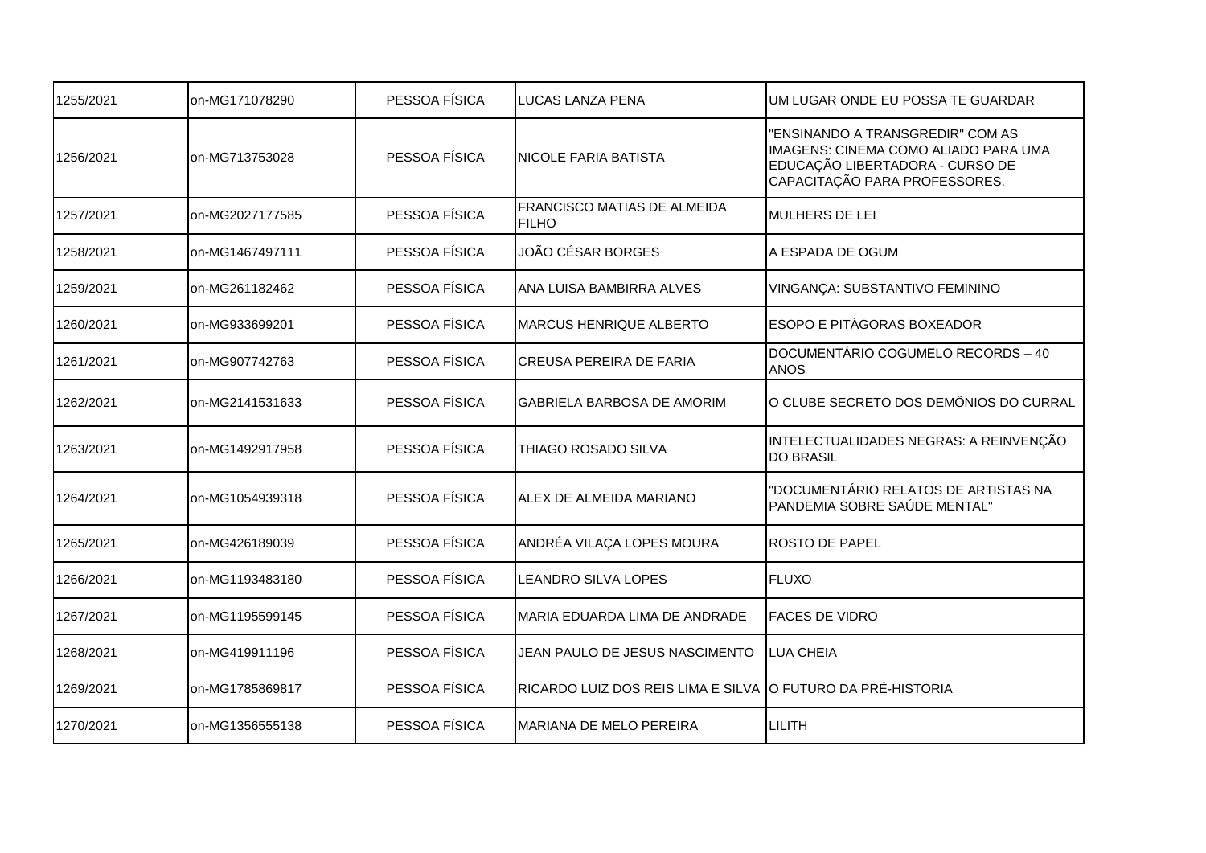| | | | | |
|---|---|---|---|---|
| 1255/2021 | on-MG171078290 | PESSOA FÍSICA | LUCAS LANZA PENA | UM LUGAR ONDE EU POSSA TE GUARDAR |
| 1256/2021 | on-MG713753028 | PESSOA FÍSICA | NICOLE FARIA BATISTA | "ENSINANDO A TRANSGREDIR" COM AS IMAGENS: CINEMA COMO ALIADO PARA UMA EDUCAÇÃO LIBERTADORA - CURSO DE CAPACITAÇÃO PARA PROFESSORES. |
| 1257/2021 | on-MG2027177585 | PESSOA FÍSICA | FRANCISCO MATIAS DE ALMEIDA FILHO | MULHERS DE LEI |
| 1258/2021 | on-MG1467497111 | PESSOA FÍSICA | JOÃO CÉSAR BORGES | A ESPADA DE OGUM |
| 1259/2021 | on-MG261182462 | PESSOA FÍSICA | ANA LUISA BAMBIRRA ALVES | VINGANÇA: SUBSTANTIVO FEMININO |
| 1260/2021 | on-MG933699201 | PESSOA FÍSICA | MARCUS HENRIQUE ALBERTO | ESOPO E PITÁGORAS BOXEADOR |
| 1261/2021 | on-MG907742763 | PESSOA FÍSICA | CREUSA PEREIRA DE FARIA | DOCUMENTÁRIO COGUMELO RECORDS – 40 ANOS |
| 1262/2021 | on-MG2141531633 | PESSOA FÍSICA | GABRIELA BARBOSA DE AMORIM | O CLUBE SECRETO DOS DEMÔNIOS DO CURRAL |
| 1263/2021 | on-MG1492917958 | PESSOA FÍSICA | THIAGO ROSADO SILVA | INTELECTUALIDADES NEGRAS: A REINVENÇÃO DO BRASIL |
| 1264/2021 | on-MG1054939318 | PESSOA FÍSICA | ALEX DE ALMEIDA MARIANO | "DOCUMENTÁRIO RELATOS DE ARTISTAS NA PANDEMIA SOBRE SAÚDE MENTAL" |
| 1265/2021 | on-MG426189039 | PESSOA FÍSICA | ANDRÉA VILAÇA LOPES MOURA | ROSTO DE PAPEL |
| 1266/2021 | on-MG1193483180 | PESSOA FÍSICA | LEANDRO SILVA LOPES | FLUXO |
| 1267/2021 | on-MG1195599145 | PESSOA FÍSICA | MARIA EDUARDA LIMA DE ANDRADE | FACES DE VIDRO |
| 1268/2021 | on-MG419911196 | PESSOA FÍSICA | JEAN PAULO DE JESUS NASCIMENTO | LUA CHEIA |
| 1269/2021 | on-MG1785869817 | PESSOA FÍSICA | RICARDO LUIZ DOS REIS LIMA E SILVA | O FUTURO DA PRÉ-HISTORIA |
| 1270/2021 | on-MG1356555138 | PESSOA FÍSICA | MARIANA DE MELO PEREIRA | LILITH |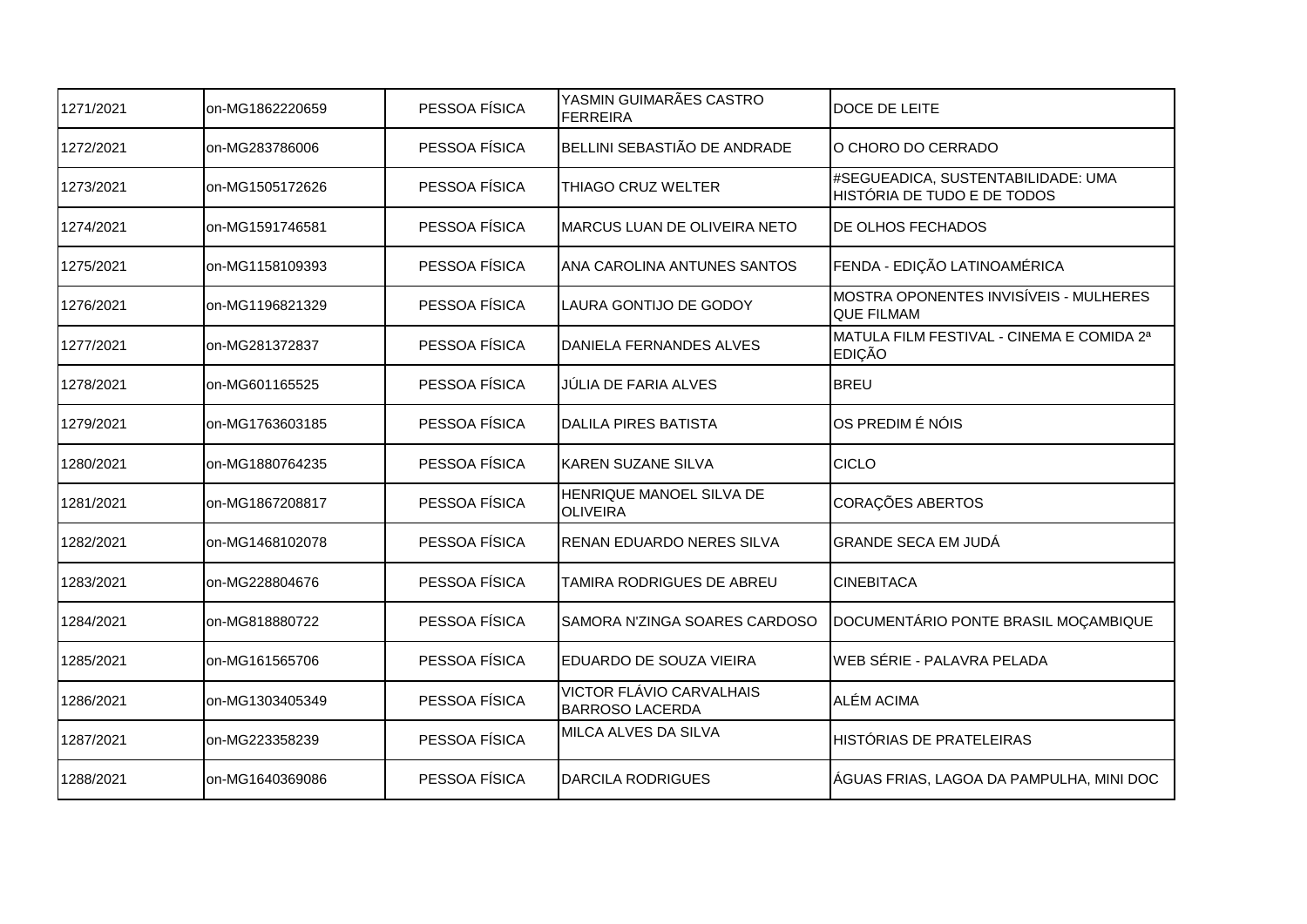| 1271/2021 | on-MG1862220659 | PESSOA FÍSICA | YASMIN GUIMARÃES CASTRO FERREIRA | DOCE DE LEITE |
|---|---|---|---|---|
| 1272/2021 | on-MG283786006 | PESSOA FÍSICA | BELLINI SEBASTIÃO DE ANDRADE | O CHORO DO CERRADO |
| 1273/2021 | on-MG1505172626 | PESSOA FÍSICA | THIAGO CRUZ WELTER | #SEGUEADICA, SUSTENTABILIDADE: UMA HISTÓRIA DE TUDO E DE TODOS |
| 1274/2021 | on-MG1591746581 | PESSOA FÍSICA | MARCUS LUAN DE OLIVEIRA NETO | DE OLHOS FECHADOS |
| 1275/2021 | on-MG1158109393 | PESSOA FÍSICA | ANA CAROLINA ANTUNES SANTOS | FENDA - EDIÇÃO LATINOAMÉRICA |
| 1276/2021 | on-MG1196821329 | PESSOA FÍSICA | LAURA GONTIJO DE GODOY | MOSTRA OPONENTES INVISÍVEIS - MULHERES QUE FILMAM |
| 1277/2021 | on-MG281372837 | PESSOA FÍSICA | DANIELA FERNANDES ALVES | MATULA FILM FESTIVAL - CINEMA E COMIDA 2ª EDIÇÃO |
| 1278/2021 | on-MG601165525 | PESSOA FÍSICA | JÚLIA DE FARIA ALVES | BREU |
| 1279/2021 | on-MG1763603185 | PESSOA FÍSICA | DALILA PIRES BATISTA | OS PREDIM É NÓIS |
| 1280/2021 | on-MG1880764235 | PESSOA FÍSICA | KAREN SUZANE SILVA | CICLO |
| 1281/2021 | on-MG1867208817 | PESSOA FÍSICA | HENRIQUE MANOEL SILVA DE OLIVEIRA | CORAÇÕES ABERTOS |
| 1282/2021 | on-MG1468102078 | PESSOA FÍSICA | RENAN EDUARDO NERES SILVA | GRANDE SECA EM JUDÁ |
| 1283/2021 | on-MG228804676 | PESSOA FÍSICA | TAMIRA RODRIGUES DE ABREU | CINEBITACA |
| 1284/2021 | on-MG818880722 | PESSOA FÍSICA | SAMORA N'ZINGA SOARES CARDOSO | DOCUMENTÁRIO PONTE BRASIL MOÇAMBIQUE |
| 1285/2021 | on-MG161565706 | PESSOA FÍSICA | EDUARDO DE SOUZA VIEIRA | WEB SÉRIE - PALAVRA PELADA |
| 1286/2021 | on-MG1303405349 | PESSOA FÍSICA | VICTOR FLÁVIO CARVALHAIS BARROSO LACERDA | ALÉM ACIMA |
| 1287/2021 | on-MG223358239 | PESSOA FÍSICA | MILCA ALVES DA SILVA | HISTÓRIAS DE PRATELEIRAS |
| 1288/2021 | on-MG1640369086 | PESSOA FÍSICA | DARCILA RODRIGUES | ÁGUAS FRIAS, LAGOA DA PAMPULHA, MINI DOC |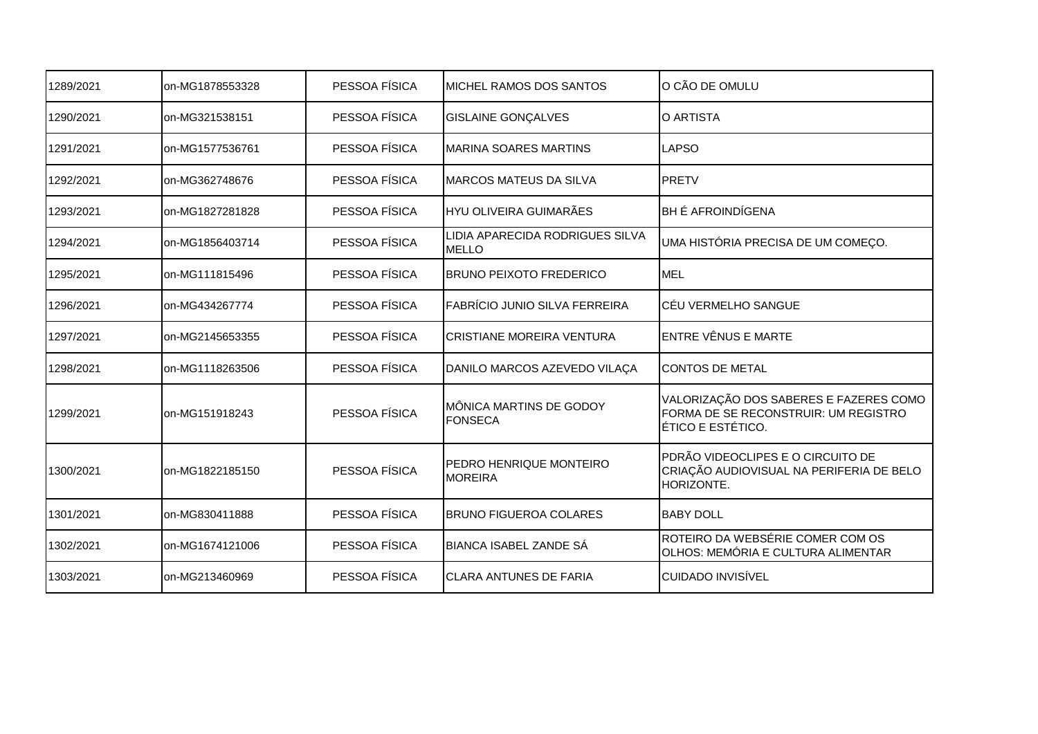| | | | | |
|---|---|---|---|---|
| 1289/2021 | on-MG1878553328 | PESSOA FÍSICA | MICHEL RAMOS DOS SANTOS | O CÃO DE OMULU |
| 1290/2021 | on-MG321538151 | PESSOA FÍSICA | GISLAINE GONÇALVES | O ARTISTA |
| 1291/2021 | on-MG1577536761 | PESSOA FÍSICA | MARINA SOARES MARTINS | LAPSO |
| 1292/2021 | on-MG362748676 | PESSOA FÍSICA | MARCOS MATEUS DA SILVA | PRETV |
| 1293/2021 | on-MG1827281828 | PESSOA FÍSICA | HYU OLIVEIRA GUIMARÃES | BH É AFROINDÍGENA |
| 1294/2021 | on-MG1856403714 | PESSOA FÍSICA | LIDIA APARECIDA RODRIGUES SILVA MELLO | UMA HISTÓRIA PRECISA DE UM COMEÇO. |
| 1295/2021 | on-MG111815496 | PESSOA FÍSICA | BRUNO PEIXOTO FREDERICO | MEL |
| 1296/2021 | on-MG434267774 | PESSOA FÍSICA | FABRÍCIO JUNIO SILVA FERREIRA | CÉU VERMELHO SANGUE |
| 1297/2021 | on-MG2145653355 | PESSOA FÍSICA | CRISTIANE MOREIRA VENTURA | ENTRE VÊNUS E MARTE |
| 1298/2021 | on-MG1118263506 | PESSOA FÍSICA | DANILO MARCOS AZEVEDO VILAÇA | CONTOS DE METAL |
| 1299/2021 | on-MG151918243 | PESSOA FÍSICA | MÔNICA MARTINS DE GODOY FONSECA | VALORIZAÇÃO DOS SABERES E FAZERES COMO FORMA DE SE RECONSTRUIR: UM REGISTRO ÉTICO E ESTÉTICO. |
| 1300/2021 | on-MG1822185150 | PESSOA FÍSICA | PEDRO HENRIQUE MONTEIRO MOREIRA | PDRÃO VIDEOCLIPES E O CIRCUITO DE CRIAÇÃO AUDIOVISUAL NA PERIFERIA DE BELO HORIZONTE. |
| 1301/2021 | on-MG830411888 | PESSOA FÍSICA | BRUNO FIGUEROA COLARES | BABY DOLL |
| 1302/2021 | on-MG1674121006 | PESSOA FÍSICA | BIANCA ISABEL ZANDE SÁ | ROTEIRO DA WEBSÉRIE COMER COM OS OLHOS: MEMÓRIA E CULTURA ALIMENTAR |
| 1303/2021 | on-MG213460969 | PESSOA FÍSICA | CLARA ANTUNES DE FARIA | CUIDADO INVISÍVEL |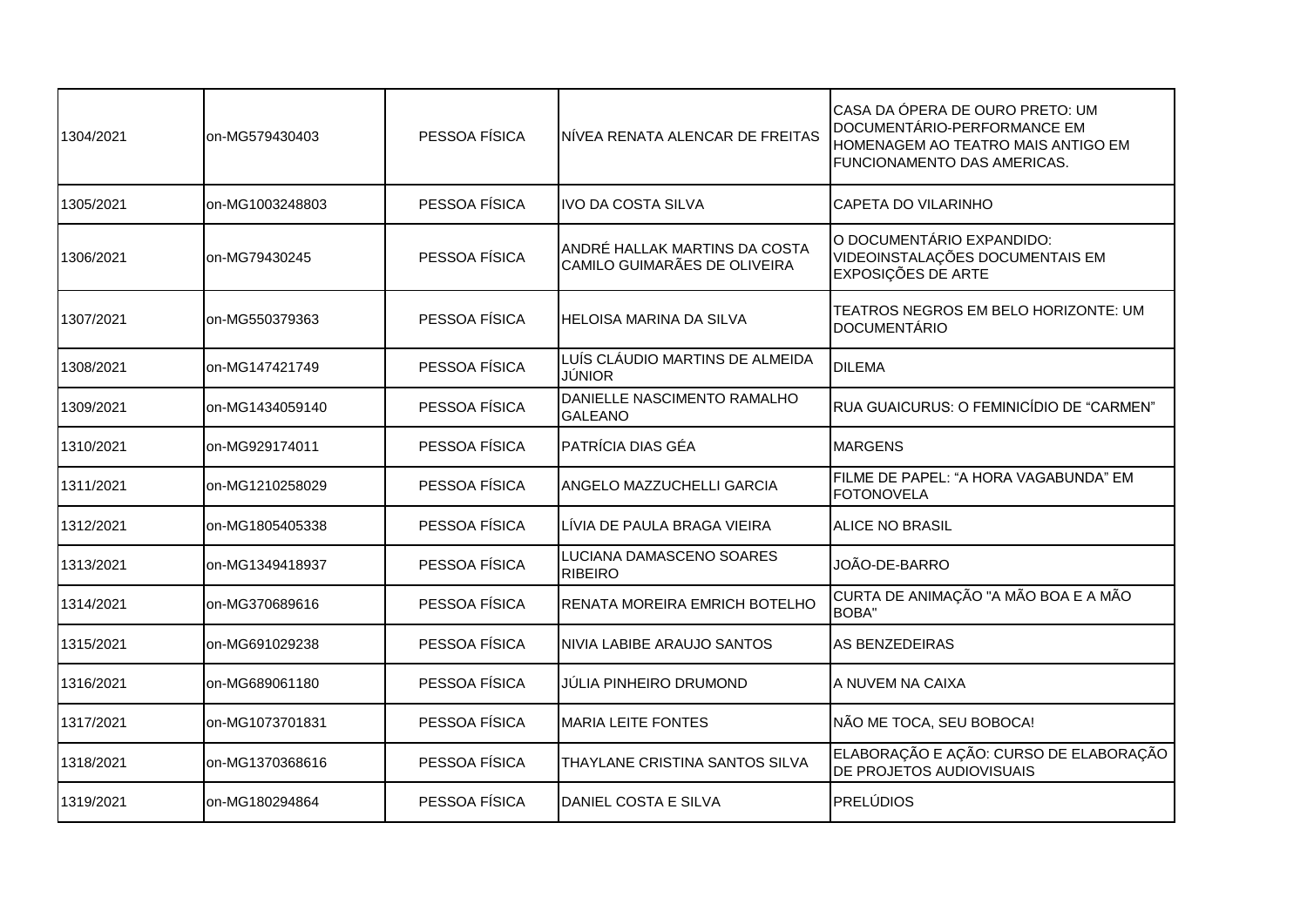| | | | | |
|---|---|---|---|---|
| 1304/2021 | on-MG579430403 | PESSOA FÍSICA | NÍVEA RENATA ALENCAR DE FREITAS | CASA DA ÓPERA DE OURO PRETO: UM DOCUMENTÁRIO-PERFORMANCE EM HOMENAGEM AO TEATRO MAIS ANTIGO EM FUNCIONAMENTO DAS AMERICAS. |
| 1305/2021 | on-MG1003248803 | PESSOA FÍSICA | IVO DA COSTA SILVA | CAPETA DO VILARINHO |
| 1306/2021 | on-MG79430245 | PESSOA FÍSICA | ANDRÉ HALLAK MARTINS DA COSTA CAMILO GUIMARÃES DE OLIVEIRA | O DOCUMENTÁRIO EXPANDIDO: VIDEOINSTALAÇÕES DOCUMENTAIS EM EXPOSIÇÕES DE ARTE |
| 1307/2021 | on-MG550379363 | PESSOA FÍSICA | HELOISA MARINA DA SILVA | TEATROS NEGROS EM BELO HORIZONTE: UM DOCUMENTÁRIO |
| 1308/2021 | on-MG147421749 | PESSOA FÍSICA | LUÍS CLÁUDIO MARTINS DE ALMEIDA JÚNIOR | DILEMA |
| 1309/2021 | on-MG1434059140 | PESSOA FÍSICA | DANIELLE NASCIMENTO RAMALHO GALEANO | RUA GUAICURUS: O FEMINICÍDIO DE “CARMEN” |
| 1310/2021 | on-MG929174011 | PESSOA FÍSICA | PATRÍCIA DIAS GÉA | MARGENS |
| 1311/2021 | on-MG1210258029 | PESSOA FÍSICA | ANGELO MAZZUCHELLI GARCIA | FILME DE PAPEL: “A HORA VAGABUNDA” EM FOTONOVELA |
| 1312/2021 | on-MG1805405338 | PESSOA FÍSICA | LÍVIA DE PAULA BRAGA VIEIRA | ALICE NO BRASIL |
| 1313/2021 | on-MG1349418937 | PESSOA FÍSICA | LUCIANA DAMASCENO SOARES RIBEIRO | JOÃO-DE-BARRO |
| 1314/2021 | on-MG370689616 | PESSOA FÍSICA | RENATA MOREIRA EMRICH BOTELHO | CURTA DE ANIMAÇÃO "A MÃO BOA E A MÃO BOBA" |
| 1315/2021 | on-MG691029238 | PESSOA FÍSICA | NIVIA LABIBE ARAUJO SANTOS | AS BENZEDEIRAS |
| 1316/2021 | on-MG689061180 | PESSOA FÍSICA | JÚLIA PINHEIRO DRUMOND | A NUVEM NA CAIXA |
| 1317/2021 | on-MG1073701831 | PESSOA FÍSICA | MARIA LEITE FONTES | NÃO ME TOCA, SEU BOBOCA! |
| 1318/2021 | on-MG1370368616 | PESSOA FÍSICA | THAYLANE CRISTINA SANTOS SILVA | ELABORAÇÃO E AÇÃO: CURSO DE ELABORAÇÃO DE PROJETOS AUDIOVISUAIS |
| 1319/2021 | on-MG180294864 | PESSOA FÍSICA | DANIEL COSTA E SILVA | PRELÚDIOS |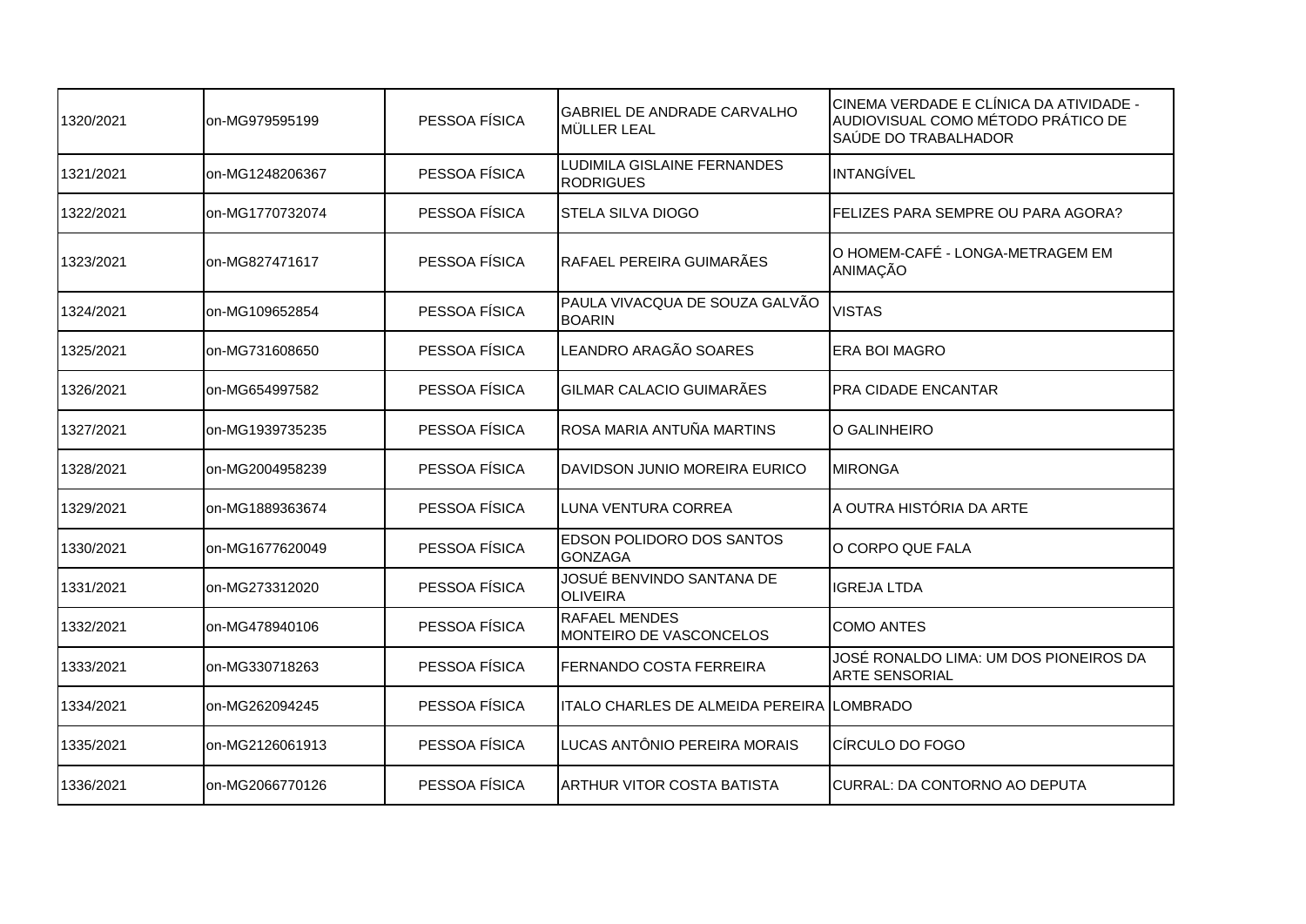| 1320/2021 | on-MG979595199 | PESSOA FÍSICA | GABRIEL DE ANDRADE CARVALHO MÜLLER LEAL | CINEMA VERDADE E CLÍNICA DA ATIVIDADE - AUDIOVISUAL COMO MÉTODO PRÁTICO DE SAÚDE DO TRABALHADOR |
|---|---|---|---|---|
| 1321/2021 | on-MG1248206367 | PESSOA FÍSICA | LUDIMILA GISLAINE FERNANDES RODRIGUES | INTANGÍVEL |
| 1322/2021 | on-MG1770732074 | PESSOA FÍSICA | STELA SILVA DIOGO | FELIZES PARA SEMPRE OU PARA AGORA? |
| 1323/2021 | on-MG827471617 | PESSOA FÍSICA | RAFAEL PEREIRA GUIMARÃES | O HOMEM-CAFÉ - LONGA-METRAGEM EM ANIMAÇÃO |
| 1324/2021 | on-MG109652854 | PESSOA FÍSICA | PAULA VIVACQUA DE SOUZA GALVÃO BOARIN | VISTAS |
| 1325/2021 | on-MG731608650 | PESSOA FÍSICA | LEANDRO ARAGÃO SOARES | ERA BOI MAGRO |
| 1326/2021 | on-MG654997582 | PESSOA FÍSICA | GILMAR CALACIO GUIMARÃES | PRA CIDADE ENCANTAR |
| 1327/2021 | on-MG1939735235 | PESSOA FÍSICA | ROSA MARIA ANTUÑA MARTINS | O GALINHEIRO |
| 1328/2021 | on-MG2004958239 | PESSOA FÍSICA | DAVIDSON JUNIO MOREIRA EURICO | MIRONGA |
| 1329/2021 | on-MG1889363674 | PESSOA FÍSICA | LUNA VENTURA CORREA | A OUTRA HISTÓRIA DA ARTE |
| 1330/2021 | on-MG1677620049 | PESSOA FÍSICA | EDSON POLIDORO DOS SANTOS GONZAGA | O CORPO QUE FALA |
| 1331/2021 | on-MG273312020 | PESSOA FÍSICA | JOSUÉ BENVINDO SANTANA DE OLIVEIRA | IGREJA LTDA |
| 1332/2021 | on-MG478940106 | PESSOA FÍSICA | RAFAEL MENDES MONTEIRO DE VASCONCELOS | COMO ANTES |
| 1333/2021 | on-MG330718263 | PESSOA FÍSICA | FERNANDO COSTA FERREIRA | JOSÉ RONALDO LIMA: UM DOS PIONEIROS DA ARTE SENSORIAL |
| 1334/2021 | on-MG262094245 | PESSOA FÍSICA | ITALO CHARLES DE ALMEIDA PEREIRA | LOMBRADO |
| 1335/2021 | on-MG2126061913 | PESSOA FÍSICA | LUCAS ANTÔNIO PEREIRA MORAIS | CÍRCULO DO FOGO |
| 1336/2021 | on-MG2066770126 | PESSOA FÍSICA | ARTHUR VITOR COSTA BATISTA | CURRAL: DA CONTORNO AO DEPUTA |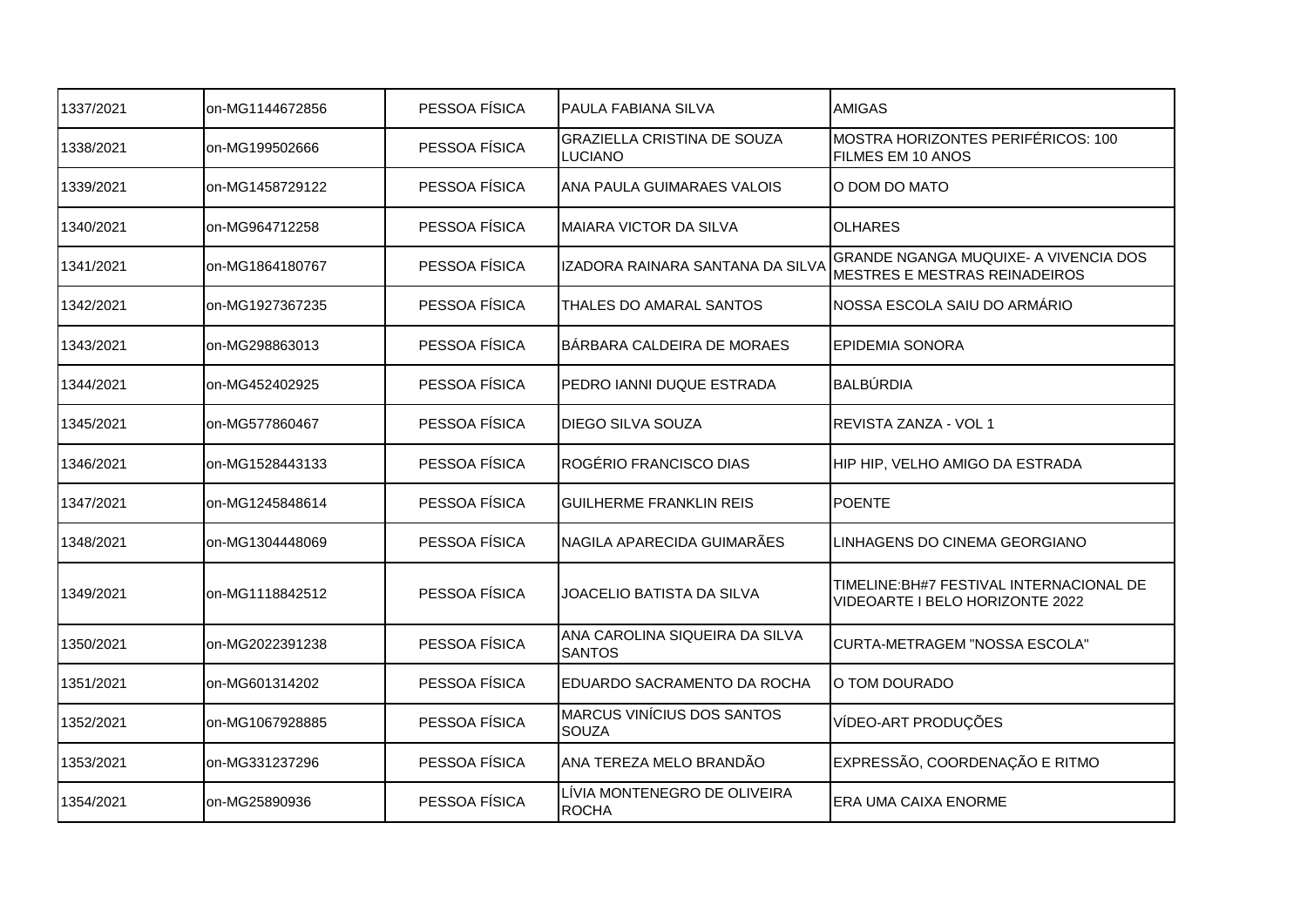| 1337/2021 | on-MG1144672856 | PESSOA FÍSICA | PAULA FABIANA SILVA | AMIGAS |
|---|---|---|---|---|
| 1338/2021 | on-MG199502666 | PESSOA FÍSICA | GRAZIELLA CRISTINA DE SOUZA LUCIANO | MOSTRA HORIZONTES PERIFÉRICOS: 100 FILMES EM 10 ANOS |
| 1339/2021 | on-MG1458729122 | PESSOA FÍSICA | ANA PAULA GUIMARAES VALOIS | O DOM DO MATO |
| 1340/2021 | on-MG964712258 | PESSOA FÍSICA | MAIARA VICTOR DA SILVA | OLHARES |
| 1341/2021 | on-MG1864180767 | PESSOA FÍSICA | IZADORA RAINARA SANTANA DA SILVA | GRANDE NGANGA MUQUIXE- A VIVENCIA DOS MESTRES E MESTRAS REINADEIROS |
| 1342/2021 | on-MG1927367235 | PESSOA FÍSICA | THALES DO AMARAL SANTOS | NOSSA ESCOLA SAIU DO ARMÁRIO |
| 1343/2021 | on-MG298863013 | PESSOA FÍSICA | BÁRBARA CALDEIRA DE MORAES | EPIDEMIA SONORA |
| 1344/2021 | on-MG452402925 | PESSOA FÍSICA | PEDRO IANNI DUQUE ESTRADA | BALBÚRDIA |
| 1345/2021 | on-MG577860467 | PESSOA FÍSICA | DIEGO SILVA SOUZA | REVISTA ZANZA - VOL 1 |
| 1346/2021 | on-MG1528443133 | PESSOA FÍSICA | ROGÉRIO FRANCISCO DIAS | HIP HIP, VELHO AMIGO DA ESTRADA |
| 1347/2021 | on-MG1245848614 | PESSOA FÍSICA | GUILHERME FRANKLIN REIS | POENTE |
| 1348/2021 | on-MG1304448069 | PESSOA FÍSICA | NAGILA APARECIDA GUIMARÃES | LINHAGENS DO CINEMA GEORGIANO |
| 1349/2021 | on-MG1118842512 | PESSOA FÍSICA | JOACELIO BATISTA DA SILVA | TIMELINE:BH#7 FESTIVAL INTERNACIONAL DE VIDEOARTE I BELO HORIZONTE 2022 |
| 1350/2021 | on-MG2022391238 | PESSOA FÍSICA | ANA CAROLINA SIQUEIRA DA SILVA SANTOS | CURTA-METRAGEM "NOSSA ESCOLA" |
| 1351/2021 | on-MG601314202 | PESSOA FÍSICA | EDUARDO SACRAMENTO DA ROCHA | O TOM DOURADO |
| 1352/2021 | on-MG1067928885 | PESSOA FÍSICA | MARCUS VINÍCIUS DOS SANTOS SOUZA | VÍDEO-ART PRODUÇÕES |
| 1353/2021 | on-MG331237296 | PESSOA FÍSICA | ANA TEREZA MELO BRANDÃO | EXPRESSÃO, COORDENAÇÃO E RITMO |
| 1354/2021 | on-MG25890936 | PESSOA FÍSICA | LÍVIA MONTENEGRO DE OLIVEIRA ROCHA | ERA UMA CAIXA ENORME |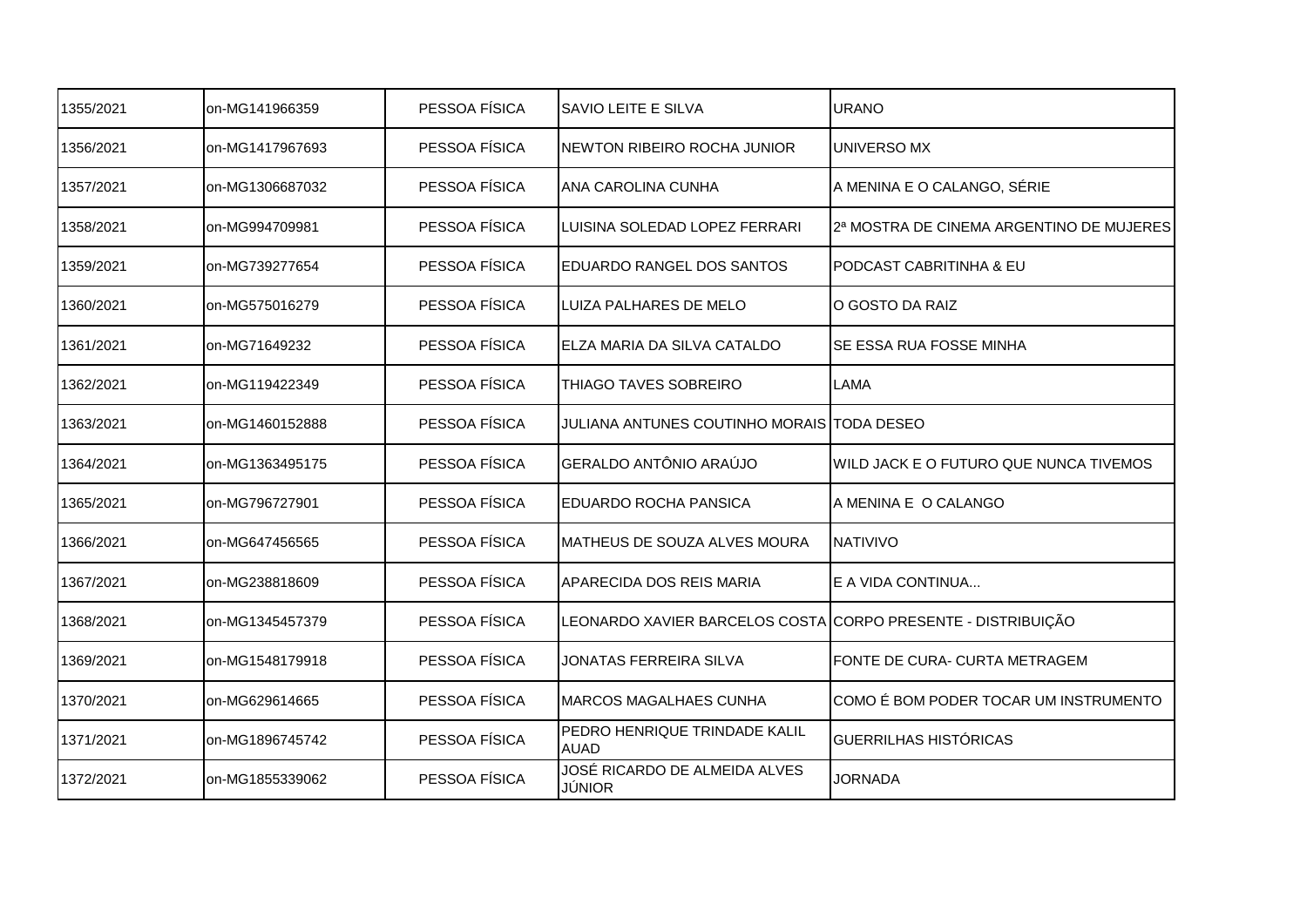| 1355/2021 | on-MG141966359 | PESSOA FÍSICA | SAVIO LEITE E SILVA | URANO |
|---|---|---|---|---|
| 1356/2021 | on-MG1417967693 | PESSOA FÍSICA | NEWTON RIBEIRO ROCHA JUNIOR | UNIVERSO MX |
| 1357/2021 | on-MG1306687032 | PESSOA FÍSICA | ANA CAROLINA CUNHA | A MENINA E O CALANGO, SÉRIE |
| 1358/2021 | on-MG994709981 | PESSOA FÍSICA | LUISINA SOLEDAD LOPEZ FERRARI | 2ª MOSTRA DE CINEMA ARGENTINO DE MUJERES |
| 1359/2021 | on-MG739277654 | PESSOA FÍSICA | EDUARDO RANGEL DOS SANTOS | PODCAST CABRITINHA & EU |
| 1360/2021 | on-MG575016279 | PESSOA FÍSICA | LUIZA PALHARES DE MELO | O GOSTO DA RAIZ |
| 1361/2021 | on-MG71649232 | PESSOA FÍSICA | ELZA MARIA DA SILVA CATALDO | SE ESSA RUA FOSSE MINHA |
| 1362/2021 | on-MG119422349 | PESSOA FÍSICA | THIAGO TAVES SOBREIRO | LAMA |
| 1363/2021 | on-MG1460152888 | PESSOA FÍSICA | JULIANA ANTUNES COUTINHO MORAIS | TODA DESEO |
| 1364/2021 | on-MG1363495175 | PESSOA FÍSICA | GERALDO ANTÔNIO ARAÚJO | WILD JACK E O FUTURO QUE NUNCA TIVEMOS |
| 1365/2021 | on-MG796727901 | PESSOA FÍSICA | EDUARDO ROCHA PANSICA | A MENINA E O CALANGO |
| 1366/2021 | on-MG647456565 | PESSOA FÍSICA | MATHEUS DE SOUZA ALVES MOURA | NATIVIVO |
| 1367/2021 | on-MG238818609 | PESSOA FÍSICA | APARECIDA DOS REIS MARIA | E A VIDA CONTINUA... |
| 1368/2021 | on-MG1345457379 | PESSOA FÍSICA | LEONARDO XAVIER BARCELOS COSTA | CORPO PRESENTE - DISTRIBUIÇÃO |
| 1369/2021 | on-MG1548179918 | PESSOA FÍSICA | JONATAS FERREIRA SILVA | FONTE DE CURA- CURTA METRAGEM |
| 1370/2021 | on-MG629614665 | PESSOA FÍSICA | MARCOS MAGALHAES CUNHA | COMO É BOM PODER TOCAR UM INSTRUMENTO |
| 1371/2021 | on-MG1896745742 | PESSOA FÍSICA | PEDRO HENRIQUE TRINDADE KALIL AUAD | GUERRILHAS HISTÓRICAS |
| 1372/2021 | on-MG1855339062 | PESSOA FÍSICA | JOSÉ RICARDO DE ALMEIDA ALVES JÚNIOR | JORNADA |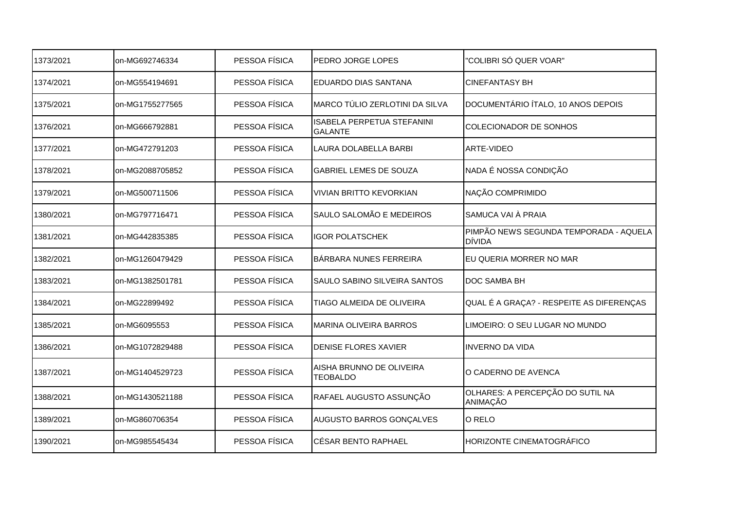| 1373/2021 | on-MG692746334 | PESSOA FÍSICA | PEDRO JORGE LOPES | "COLIBRI SÓ QUER VOAR" |
|---|---|---|---|---|
| 1374/2021 | on-MG554194691 | PESSOA FÍSICA | EDUARDO DIAS SANTANA | CINEFANTASY BH |
| 1375/2021 | on-MG1755277565 | PESSOA FÍSICA | MARCO TÚLIO ZERLOTINI DA SILVA | DOCUMENTÁRIO ÍTALO, 10 ANOS DEPOIS |
| 1376/2021 | on-MG666792881 | PESSOA FÍSICA | ISABELA PERPETUA STEFANINI GALANTE | COLECIONADOR DE SONHOS |
| 1377/2021 | on-MG472791203 | PESSOA FÍSICA | LAURA DOLABELLA BARBI | ARTE-VIDEO |
| 1378/2021 | on-MG2088705852 | PESSOA FÍSICA | GABRIEL LEMES DE SOUZA | NADA É NOSSA CONDIÇÃO |
| 1379/2021 | on-MG500711506 | PESSOA FÍSICA | VIVIAN BRITTO KEVORKIAN | NAÇÃO COMPRIMIDO |
| 1380/2021 | on-MG797716471 | PESSOA FÍSICA | SAULO SALOMÃO E MEDEIROS | SAMUCA VAI À PRAIA |
| 1381/2021 | on-MG442835385 | PESSOA FÍSICA | IGOR POLATSCHEK | PIMPÃO NEWS SEGUNDA TEMPORADA - AQUELA DÍVIDA |
| 1382/2021 | on-MG1260479429 | PESSOA FÍSICA | BÁRBARA NUNES FERREIRA | EU QUERIA MORRER NO MAR |
| 1383/2021 | on-MG1382501781 | PESSOA FÍSICA | SAULO SABINO SILVEIRA SANTOS | DOC SAMBA BH |
| 1384/2021 | on-MG22899492 | PESSOA FÍSICA | TIAGO ALMEIDA DE OLIVEIRA | QUAL É A GRAÇA? - RESPEITE AS DIFERENÇAS |
| 1385/2021 | on-MG6095553 | PESSOA FÍSICA | MARINA OLIVEIRA BARROS | LIMOEIRO: O SEU LUGAR NO MUNDO |
| 1386/2021 | on-MG1072829488 | PESSOA FÍSICA | DENISE FLORES XAVIER | INVERNO DA VIDA |
| 1387/2021 | on-MG1404529723 | PESSOA FÍSICA | AISHA BRUNNO DE OLIVEIRA TEOBALDO | O CADERNO DE AVENCA |
| 1388/2021 | on-MG1430521188 | PESSOA FÍSICA | RAFAEL AUGUSTO ASSUNÇÃO | OLHARES: A PERCEPÇÃO DO SUTIL NA ANIMAÇÃO |
| 1389/2021 | on-MG860706354 | PESSOA FÍSICA | AUGUSTO BARROS GONÇALVES | O RELO |
| 1390/2021 | on-MG985545434 | PESSOA FÍSICA | CÉSAR BENTO RAPHAEL | HORIZONTE CINEMATOGRÁFICO |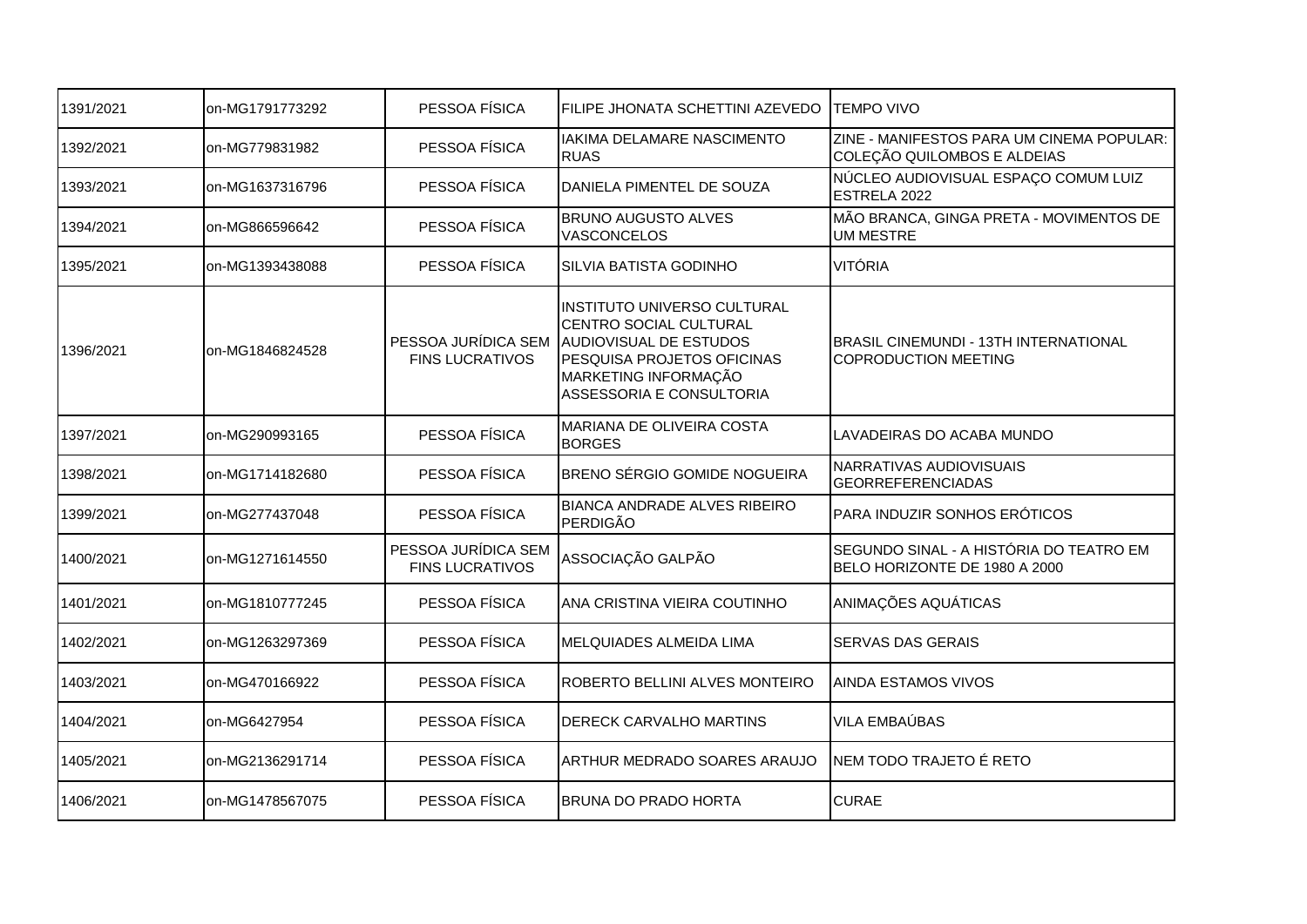| | | | | |
|---|---|---|---|---|
| 1391/2021 | on-MG1791773292 | PESSOA FÍSICA | FILIPE JHONATA SCHETTINI AZEVEDO | TEMPO VIVO |
| 1392/2021 | on-MG779831982 | PESSOA FÍSICA | IAKIMA DELAMARE NASCIMENTO RUAS | ZINE - MANIFESTOS PARA UM CINEMA POPULAR: COLEÇÃO QUILOMBOS E ALDEIAS |
| 1393/2021 | on-MG1637316796 | PESSOA FÍSICA | DANIELA PIMENTEL DE SOUZA | NÚCLEO AUDIOVISUAL ESPAÇO COMUM LUIZ ESTRELA 2022 |
| 1394/2021 | on-MG866596642 | PESSOA FÍSICA | BRUNO AUGUSTO ALVES VASCONCELOS | MÃO BRANCA, GINGA PRETA - MOVIMENTOS DE UM MESTRE |
| 1395/2021 | on-MG1393438088 | PESSOA FÍSICA | SILVIA BATISTA GODINHO | VITÓRIA |
| 1396/2021 | on-MG1846824528 | PESSOA JURÍDICA SEM FINS LUCRATIVOS | INSTITUTO UNIVERSO CULTURAL CENTRO SOCIAL CULTURAL AUDIOVISUAL DE ESTUDOS PESQUISA PROJETOS OFICINAS MARKETING INFORMAÇÃO ASSESSORIA E CONSULTORIA | BRASIL CINEMUNDI - 13TH INTERNATIONAL COPRODUCTION MEETING |
| 1397/2021 | on-MG290993165 | PESSOA FÍSICA | MARIANA DE OLIVEIRA COSTA BORGES | LAVADEIRAS DO ACABA MUNDO |
| 1398/2021 | on-MG1714182680 | PESSOA FÍSICA | BRENO SÉRGIO GOMIDE NOGUEIRA | NARRATIVAS AUDIOVISUAIS GEORREFERENCIADAS |
| 1399/2021 | on-MG277437048 | PESSOA FÍSICA | BIANCA ANDRADE ALVES RIBEIRO PERDIGÃO | PARA INDUZIR SONHOS ERÓTICOS |
| 1400/2021 | on-MG1271614550 | PESSOA JURÍDICA SEM FINS LUCRATIVOS | ASSOCIAÇÃO GALPÃO | SEGUNDO SINAL - A HISTÓRIA DO TEATRO EM BELO HORIZONTE DE 1980 A 2000 |
| 1401/2021 | on-MG1810777245 | PESSOA FÍSICA | ANA CRISTINA VIEIRA COUTINHO | ANIMAÇÕES AQUÁTICAS |
| 1402/2021 | on-MG1263297369 | PESSOA FÍSICA | MELQUIADES ALMEIDA LIMA | SERVAS DAS GERAIS |
| 1403/2021 | on-MG470166922 | PESSOA FÍSICA | ROBERTO BELLINI ALVES MONTEIRO | AINDA ESTAMOS VIVOS |
| 1404/2021 | on-MG6427954 | PESSOA FÍSICA | DERECK CARVALHO MARTINS | VILA EMBAÚBAS |
| 1405/2021 | on-MG2136291714 | PESSOA FÍSICA | ARTHUR MEDRADO SOARES ARAUJO | NEM TODO TRAJETO É RETO |
| 1406/2021 | on-MG1478567075 | PESSOA FÍSICA | BRUNA DO PRADO HORTA | CURAE |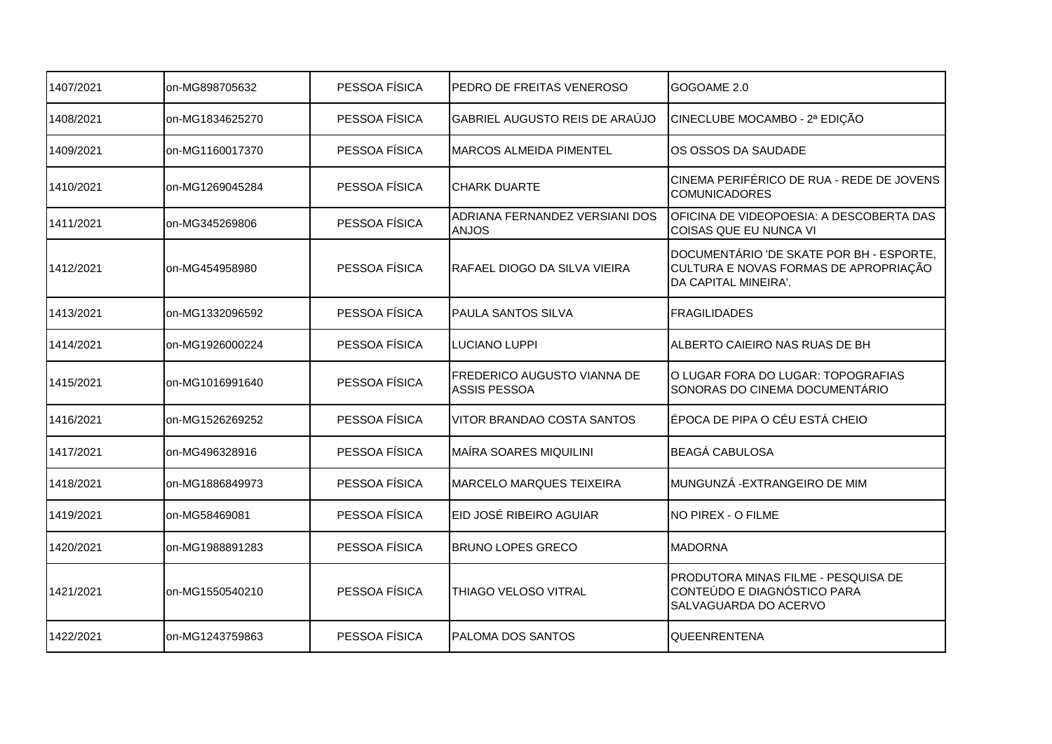| | | | | |
|---|---|---|---|---|
| 1407/2021 | on-MG898705632 | PESSOA FÍSICA | PEDRO DE FREITAS VENEROSO | GOGOAME 2.0 |
| 1408/2021 | on-MG1834625270 | PESSOA FÍSICA | GABRIEL AUGUSTO REIS DE ARAÚJO | CINECLUBE MOCAMBO - 2ª EDIÇÃO |
| 1409/2021 | on-MG1160017370 | PESSOA FÍSICA | MARCOS ALMEIDA PIMENTEL | OS OSSOS DA SAUDADE |
| 1410/2021 | on-MG1269045284 | PESSOA FÍSICA | CHARK DUARTE | CINEMA PERIFÉRICO DE RUA - REDE DE JOVENS COMUNICADORES |
| 1411/2021 | on-MG345269806 | PESSOA FÍSICA | ADRIANA FERNANDEZ VERSIANI DOS ANJOS | OFICINA DE VIDEOPOESIA: A DESCOBERTA DAS COISAS QUE EU NUNCA VI |
| 1412/2021 | on-MG454958980 | PESSOA FÍSICA | RAFAEL DIOGO DA SILVA VIEIRA | DOCUMENTÁRIO 'DE SKATE POR BH - ESPORTE, CULTURA E NOVAS FORMAS DE APROPRIAÇÃO DA CAPITAL MINEIRA'. |
| 1413/2021 | on-MG1332096592 | PESSOA FÍSICA | PAULA SANTOS SILVA | FRAGILIDADES |
| 1414/2021 | on-MG1926000224 | PESSOA FÍSICA | LUCIANO LUPPI | ALBERTO CAIEIRO NAS RUAS DE BH |
| 1415/2021 | on-MG1016991640 | PESSOA FÍSICA | FREDERICO AUGUSTO VIANNA DE ASSIS PESSOA | O LUGAR FORA DO LUGAR: TOPOGRAFIAS SONORAS DO CINEMA DOCUMENTÁRIO |
| 1416/2021 | on-MG1526269252 | PESSOA FÍSICA | VITOR BRANDAO COSTA SANTOS | ÉPOCA DE PIPA O CÉU ESTÁ CHEIO |
| 1417/2021 | on-MG496328916 | PESSOA FÍSICA | MAÍRA SOARES MIQUILINI | BEAGÁ CABULOSA |
| 1418/2021 | on-MG1886849973 | PESSOA FÍSICA | MARCELO MARQUES TEIXEIRA | MUNGUNZÁ -EXTRANGEIRO DE MIM |
| 1419/2021 | on-MG58469081 | PESSOA FÍSICA | EID JOSÉ RIBEIRO AGUIAR | NO PIREX - O FILME |
| 1420/2021 | on-MG1988891283 | PESSOA FÍSICA | BRUNO LOPES GRECO | MADORNA |
| 1421/2021 | on-MG1550540210 | PESSOA FÍSICA | THIAGO VELOSO VITRAL | PRODUTORA MINAS FILME - PESQUISA DE CONTEÚDO E DIAGNÓSTICO PARA SALVAGUARDA DO ACERVO |
| 1422/2021 | on-MG1243759863 | PESSOA FÍSICA | PALOMA DOS SANTOS | QUEENRENTENA |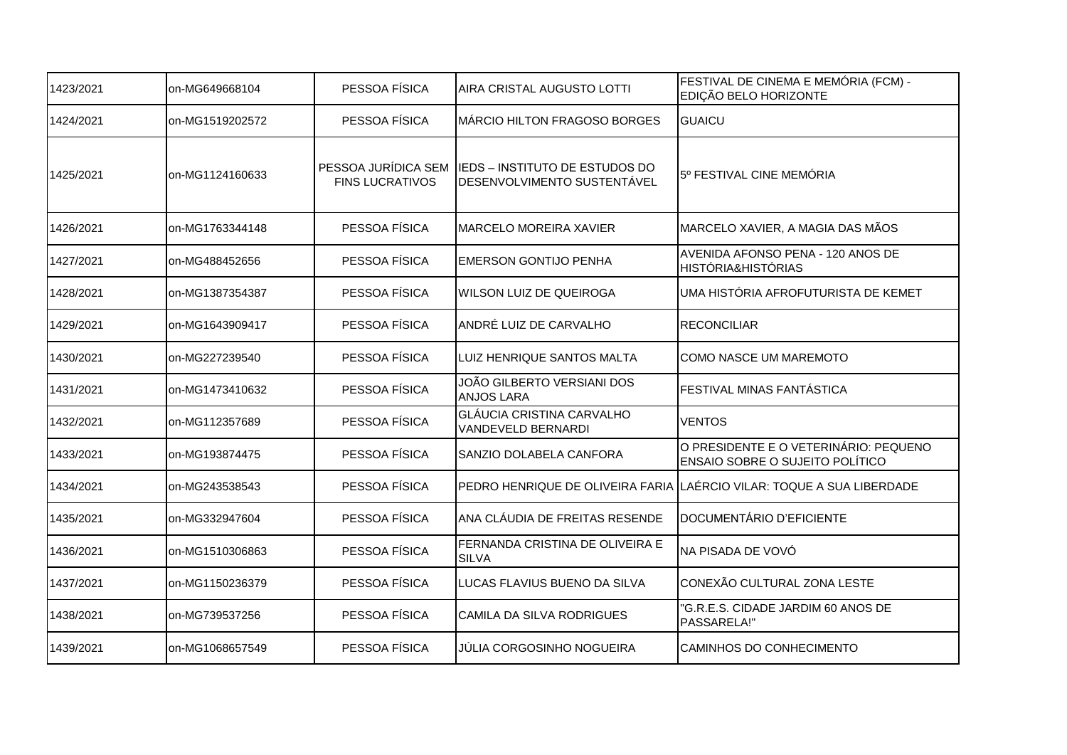| | | | | |
|---|---|---|---|---|
| 1423/2021 | on-MG649668104 | PESSOA FÍSICA | AIRA CRISTAL AUGUSTO LOTTI | FESTIVAL DE CINEMA E MEMÓRIA (FCM) - EDIÇÃO BELO HORIZONTE |
| 1424/2021 | on-MG1519202572 | PESSOA FÍSICA | MÁRCIO HILTON FRAGOSO BORGES | GUAICU |
| 1425/2021 | on-MG1124160633 | PESSOA JURÍDICA SEM FINS LUCRATIVOS | IEDS – INSTITUTO DE ESTUDOS DO DESENVOLVIMENTO SUSTENTÁVEL | 5º FESTIVAL CINE MEMÓRIA |
| 1426/2021 | on-MG1763344148 | PESSOA FÍSICA | MARCELO MOREIRA XAVIER | MARCELO XAVIER, A MAGIA DAS MÃOS |
| 1427/2021 | on-MG488452656 | PESSOA FÍSICA | EMERSON GONTIJO PENHA | AVENIDA AFONSO PENA - 120 ANOS DE HISTÓRIA&HISTÓRIAS |
| 1428/2021 | on-MG1387354387 | PESSOA FÍSICA | WILSON LUIZ DE QUEIROGA | UMA HISTÓRIA AFROFUTURISTA DE KEMET |
| 1429/2021 | on-MG1643909417 | PESSOA FÍSICA | ANDRÉ LUIZ DE CARVALHO | RECONCILIAR |
| 1430/2021 | on-MG227239540 | PESSOA FÍSICA | LUIZ HENRIQUE SANTOS MALTA | COMO NASCE UM MAREMOTO |
| 1431/2021 | on-MG1473410632 | PESSOA FÍSICA | JOÃO GILBERTO VERSIANI DOS ANJOS LARA | FESTIVAL MINAS FANTÁSTICA |
| 1432/2021 | on-MG112357689 | PESSOA FÍSICA | GLÁUCIA CRISTINA CARVALHO VANDEVELD BERNARDI | VENTOS |
| 1433/2021 | on-MG193874475 | PESSOA FÍSICA | SANZIO DOLABELA CANFORA | O PRESIDENTE E O VETERINÁRIO: PEQUENO ENSAIO SOBRE O SUJEITO POLÍTICO |
| 1434/2021 | on-MG243538543 | PESSOA FÍSICA | PEDRO HENRIQUE DE OLIVEIRA FARIA | LAÉRCIO VILAR: TOQUE A SUA LIBERDADE |
| 1435/2021 | on-MG332947604 | PESSOA FÍSICA | ANA CLÁUDIA DE FREITAS RESENDE | DOCUMENTÁRIO D'EFICIENTE |
| 1436/2021 | on-MG1510306863 | PESSOA FÍSICA | FERNANDA CRISTINA DE OLIVEIRA E SILVA | NA PISADA DE VOVÓ |
| 1437/2021 | on-MG1150236379 | PESSOA FÍSICA | LUCAS FLAVIUS BUENO DA SILVA | CONEXÃO CULTURAL ZONA LESTE |
| 1438/2021 | on-MG739537256 | PESSOA FÍSICA | CAMILA DA SILVA RODRIGUES | "G.R.E.S. CIDADE JARDIM 60 ANOS DE PASSARELA!" |
| 1439/2021 | on-MG1068657549 | PESSOA FÍSICA | JÚLIA CORGOSINHO NOGUEIRA | CAMINHOS DO CONHECIMENTO |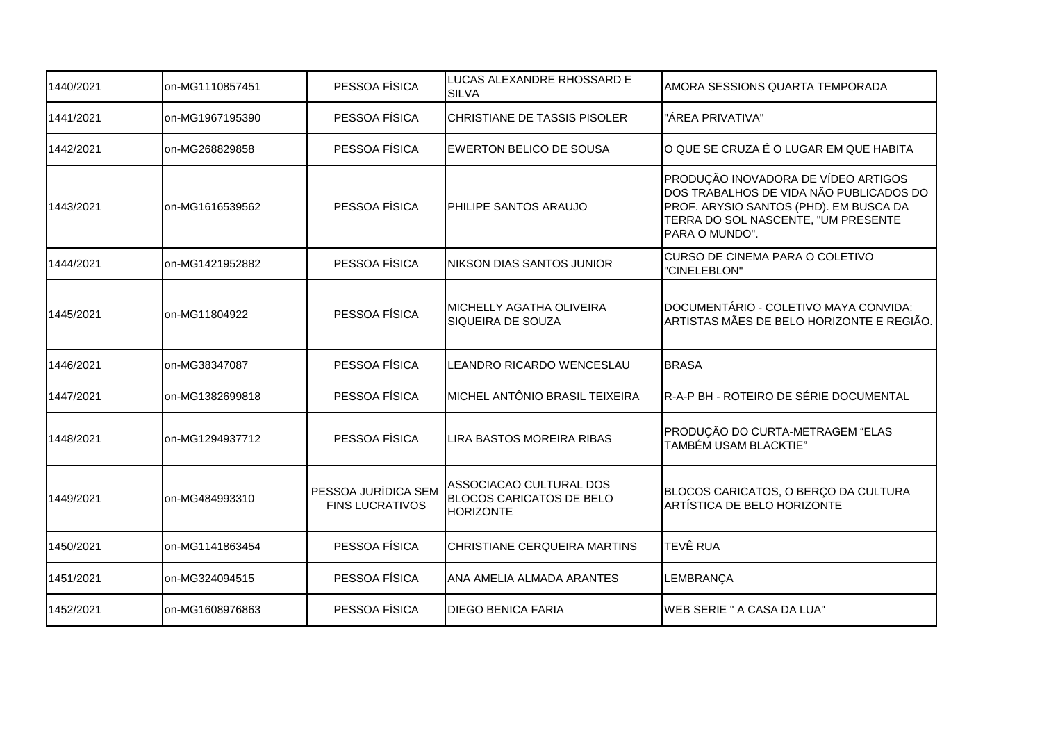| | | | | |
|---|---|---|---|---|
| 1440/2021 | on-MG1110857451 | PESSOA FÍSICA | LUCAS ALEXANDRE RHOSSARD E SILVA | AMORA SESSIONS QUARTA TEMPORADA |
| 1441/2021 | on-MG1967195390 | PESSOA FÍSICA | CHRISTIANE DE TASSIS PISOLER | "ÁREA PRIVATIVA" |
| 1442/2021 | on-MG268829858 | PESSOA FÍSICA | EWERTON BELICO DE SOUSA | O QUE SE CRUZA É O LUGAR EM QUE HABITA |
| 1443/2021 | on-MG1616539562 | PESSOA FÍSICA | PHILIPE SANTOS ARAUJO | PRODUÇÃO INOVADORA DE VÍDEO ARTIGOS DOS TRABALHOS DE VIDA NÃO PUBLICADOS DO PROF. ARYSIO SANTOS (PHD). EM BUSCA DA TERRA DO SOL NASCENTE, "UM PRESENTE PARA O MUNDO". |
| 1444/2021 | on-MG1421952882 | PESSOA FÍSICA | NIKSON DIAS SANTOS JUNIOR | CURSO DE CINEMA PARA O COLETIVO "CINELEBLON" |
| 1445/2021 | on-MG11804922 | PESSOA FÍSICA | MICHELLY AGATHA OLIVEIRA SIQUEIRA DE SOUZA | DOCUMENTÁRIO - COLETIVO MAYA CONVIDA: ARTISTAS MÃES DE BELO HORIZONTE E REGIÃO. |
| 1446/2021 | on-MG38347087 | PESSOA FÍSICA | LEANDRO RICARDO WENCESLAU | BRASA |
| 1447/2021 | on-MG1382699818 | PESSOA FÍSICA | MICHEL ANTÔNIO BRASIL TEIXEIRA | R-A-P BH - ROTEIRO DE SÉRIE DOCUMENTAL |
| 1448/2021 | on-MG1294937712 | PESSOA FÍSICA | LIRA BASTOS MOREIRA RIBAS | PRODUÇÃO DO CURTA-METRAGEM "ELAS TAMBÉM USAM BLACKTIE" |
| 1449/2021 | on-MG484993310 | PESSOA JURÍDICA SEM FINS LUCRATIVOS | ASSOCIACAO CULTURAL DOS BLOCOS CARICATOS DE BELO HORIZONTE | BLOCOS CARICATOS, O BERÇO DA CULTURA ARTÍSTICA DE BELO HORIZONTE |
| 1450/2021 | on-MG1141863454 | PESSOA FÍSICA | CHRISTIANE CERQUEIRA MARTINS | TEVÊ RUA |
| 1451/2021 | on-MG324094515 | PESSOA FÍSICA | ANA AMELIA ALMADA ARANTES | LEMBRANÇA |
| 1452/2021 | on-MG1608976863 | PESSOA FÍSICA | DIEGO BENICA FARIA | WEB SERIE " A CASA DA LUA" |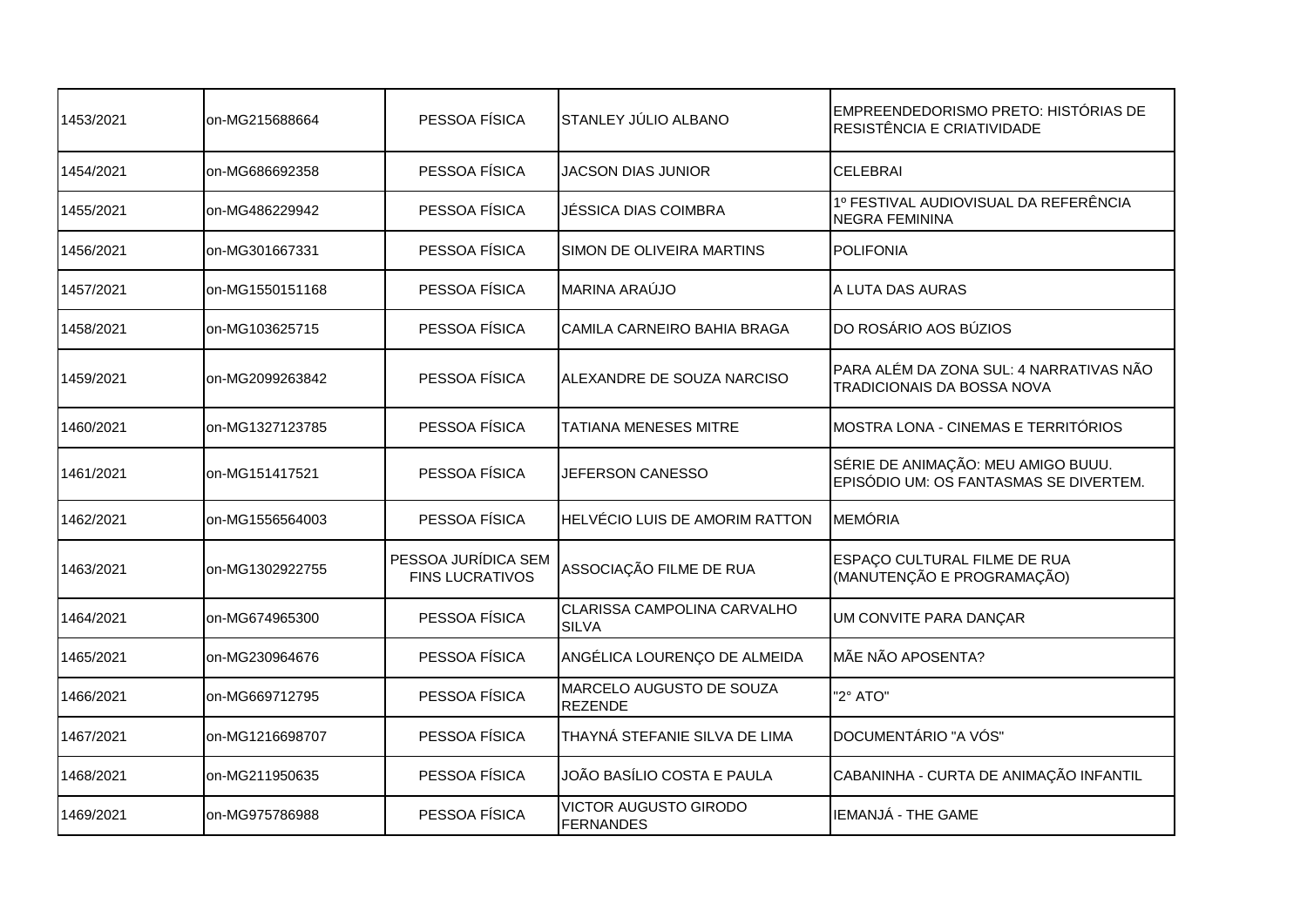| | | | | |
|---|---|---|---|---|
| 1453/2021 | on-MG215688664 | PESSOA FÍSICA | STANLEY JÚLIO ALBANO | EMPREENDEDORISMO PRETO: HISTÓRIAS DE RESISTÊNCIA E CRIATIVIDADE |
| 1454/2021 | on-MG686692358 | PESSOA FÍSICA | JACSON DIAS JUNIOR | CELEBRAI |
| 1455/2021 | on-MG486229942 | PESSOA FÍSICA | JÉSSICA DIAS COIMBRA | 1º FESTIVAL AUDIOVISUAL DA REFERÊNCIA NEGRA FEMININA |
| 1456/2021 | on-MG301667331 | PESSOA FÍSICA | SIMON DE OLIVEIRA MARTINS | POLIFONIA |
| 1457/2021 | on-MG1550151168 | PESSOA FÍSICA | MARINA ARAÚJO | A LUTA DAS AURAS |
| 1458/2021 | on-MG103625715 | PESSOA FÍSICA | CAMILA CARNEIRO BAHIA BRAGA | DO ROSÁRIO AOS BÚZIOS |
| 1459/2021 | on-MG2099263842 | PESSOA FÍSICA | ALEXANDRE DE SOUZA NARCISO | PARA ALÉM DA ZONA SUL: 4 NARRATIVAS NÃO TRADICIONAIS DA BOSSA NOVA |
| 1460/2021 | on-MG1327123785 | PESSOA FÍSICA | TATIANA MENESES MITRE | MOSTRA LONA - CINEMAS E TERRITÓRIOS |
| 1461/2021 | on-MG151417521 | PESSOA FÍSICA | JEFERSON CANESSO | SÉRIE DE ANIMAÇÃO: MEU AMIGO BUUU. EPISÓDIO UM: OS FANTASMAS SE DIVERTEM. |
| 1462/2021 | on-MG1556564003 | PESSOA FÍSICA | HELVÉCIO LUIS DE AMORIM RATTON | MEMÓRIA |
| 1463/2021 | on-MG1302922755 | PESSOA JURÍDICA SEM FINS LUCRATIVOS | ASSOCIAÇÃO FILME DE RUA | ESPAÇO CULTURAL FILME DE RUA (MANUTENÇÃO E PROGRAMAÇÃO) |
| 1464/2021 | on-MG674965300 | PESSOA FÍSICA | CLARISSA CAMPOLINA CARVALHO SILVA | UM CONVITE PARA DANÇAR |
| 1465/2021 | on-MG230964676 | PESSOA FÍSICA | ANGÉLICA LOURENÇO DE ALMEIDA | MÃE NÃO APOSENTA? |
| 1466/2021 | on-MG669712795 | PESSOA FÍSICA | MARCELO AUGUSTO DE SOUZA REZENDE | "2° ATO" |
| 1467/2021 | on-MG1216698707 | PESSOA FÍSICA | THAYNÁ STEFANIE SILVA DE LIMA | DOCUMENTÁRIO "A VÓS" |
| 1468/2021 | on-MG211950635 | PESSOA FÍSICA | JOÃO BASÍLIO COSTA E PAULA | CABANINHA - CURTA DE ANIMAÇÃO INFANTIL |
| 1469/2021 | on-MG975786988 | PESSOA FÍSICA | VICTOR AUGUSTO GIRODO FERNANDES | IEMANJÁ - THE GAME |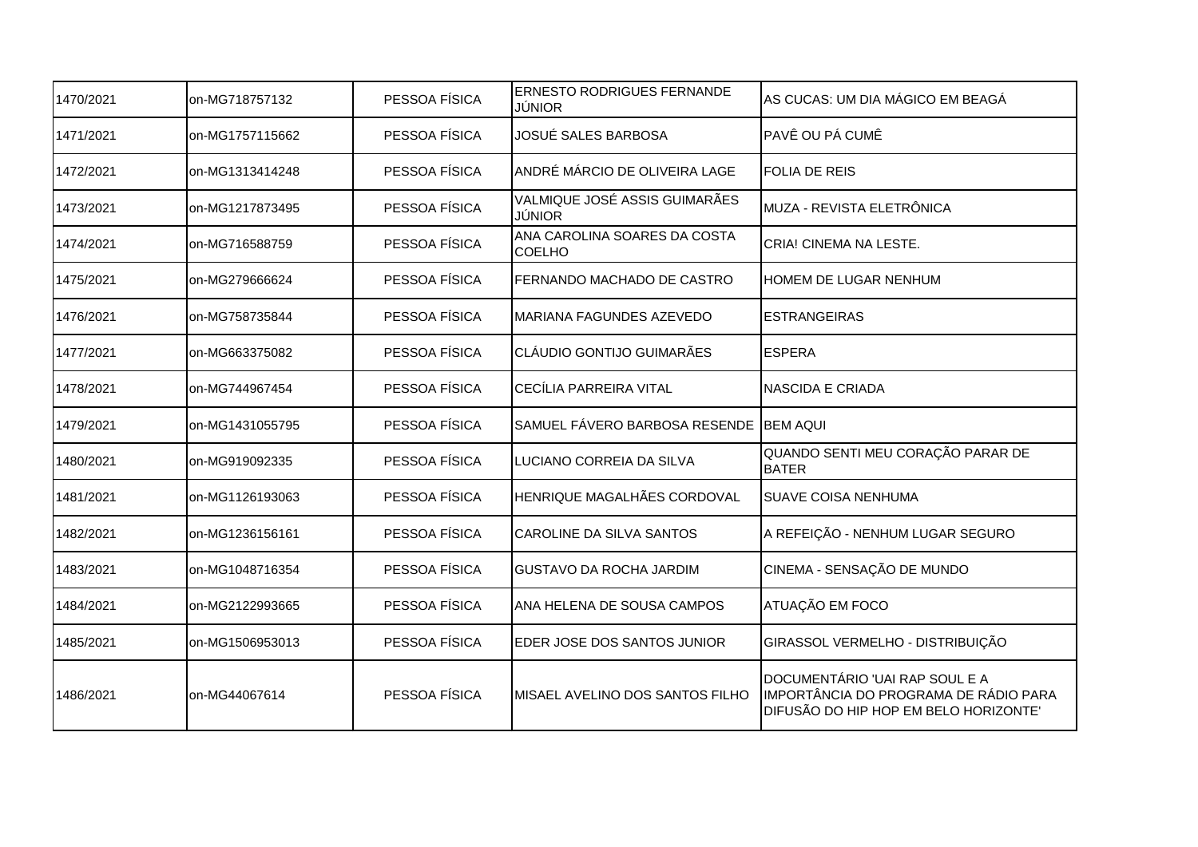| 1470/2021 | on-MG718757132 | PESSOA FÍSICA | ERNESTO RODRIGUES FERNANDE JÚNIOR | AS CUCAS: UM DIA MÁGICO EM BEAGÁ |
|---|---|---|---|---|
| 1471/2021 | on-MG1757115662 | PESSOA FÍSICA | JOSUÉ SALES BARBOSA | PAVÊ OU PÁ CUMÊ |
| 1472/2021 | on-MG1313414248 | PESSOA FÍSICA | ANDRÉ MÁRCIO DE OLIVEIRA LAGE | FOLIA DE REIS |
| 1473/2021 | on-MG1217873495 | PESSOA FÍSICA | VALMIQUE JOSÉ ASSIS GUIMARÃES JÚNIOR | MUZA - REVISTA ELETRÔNICA |
| 1474/2021 | on-MG716588759 | PESSOA FÍSICA | ANA CAROLINA SOARES DA COSTA COELHO | CRIA! CINEMA NA LESTE. |
| 1475/2021 | on-MG279666624 | PESSOA FÍSICA | FERNANDO MACHADO DE CASTRO | HOMEM DE LUGAR NENHUM |
| 1476/2021 | on-MG758735844 | PESSOA FÍSICA | MARIANA FAGUNDES AZEVEDO | ESTRANGEIRAS |
| 1477/2021 | on-MG663375082 | PESSOA FÍSICA | CLÁUDIO GONTIJO GUIMARÃES | ESPERA |
| 1478/2021 | on-MG744967454 | PESSOA FÍSICA | CECÍLIA PARREIRA VITAL | NASCIDA E CRIADA |
| 1479/2021 | on-MG1431055795 | PESSOA FÍSICA | SAMUEL FÁVERO BARBOSA RESENDE | BEM AQUI |
| 1480/2021 | on-MG919092335 | PESSOA FÍSICA | LUCIANO CORREIA DA SILVA | QUANDO SENTI MEU CORAÇÃO PARAR DE BATER |
| 1481/2021 | on-MG1126193063 | PESSOA FÍSICA | HENRIQUE MAGALHÃES CORDOVAL | SUAVE COISA NENHUMA |
| 1482/2021 | on-MG1236156161 | PESSOA FÍSICA | CAROLINE DA SILVA SANTOS | A REFEIÇÃO - NENHUM LUGAR SEGURO |
| 1483/2021 | on-MG1048716354 | PESSOA FÍSICA | GUSTAVO DA ROCHA JARDIM | CINEMA - SENSAÇÃO DE MUNDO |
| 1484/2021 | on-MG2122993665 | PESSOA FÍSICA | ANA HELENA DE SOUSA CAMPOS | ATUAÇÃO EM FOCO |
| 1485/2021 | on-MG1506953013 | PESSOA FÍSICA | EDER JOSE DOS SANTOS JUNIOR | GIRASSOL VERMELHO - DISTRIBUIÇÃO |
| 1486/2021 | on-MG44067614 | PESSOA FÍSICA | MISAEL AVELINO DOS SANTOS FILHO | DOCUMENTÁRIO 'UAI RAP SOUL E A IMPORTÂNCIA DO PROGRAMA DE RÁDIO PARA DIFUSÃO DO HIP HOP EM BELO HORIZONTE' |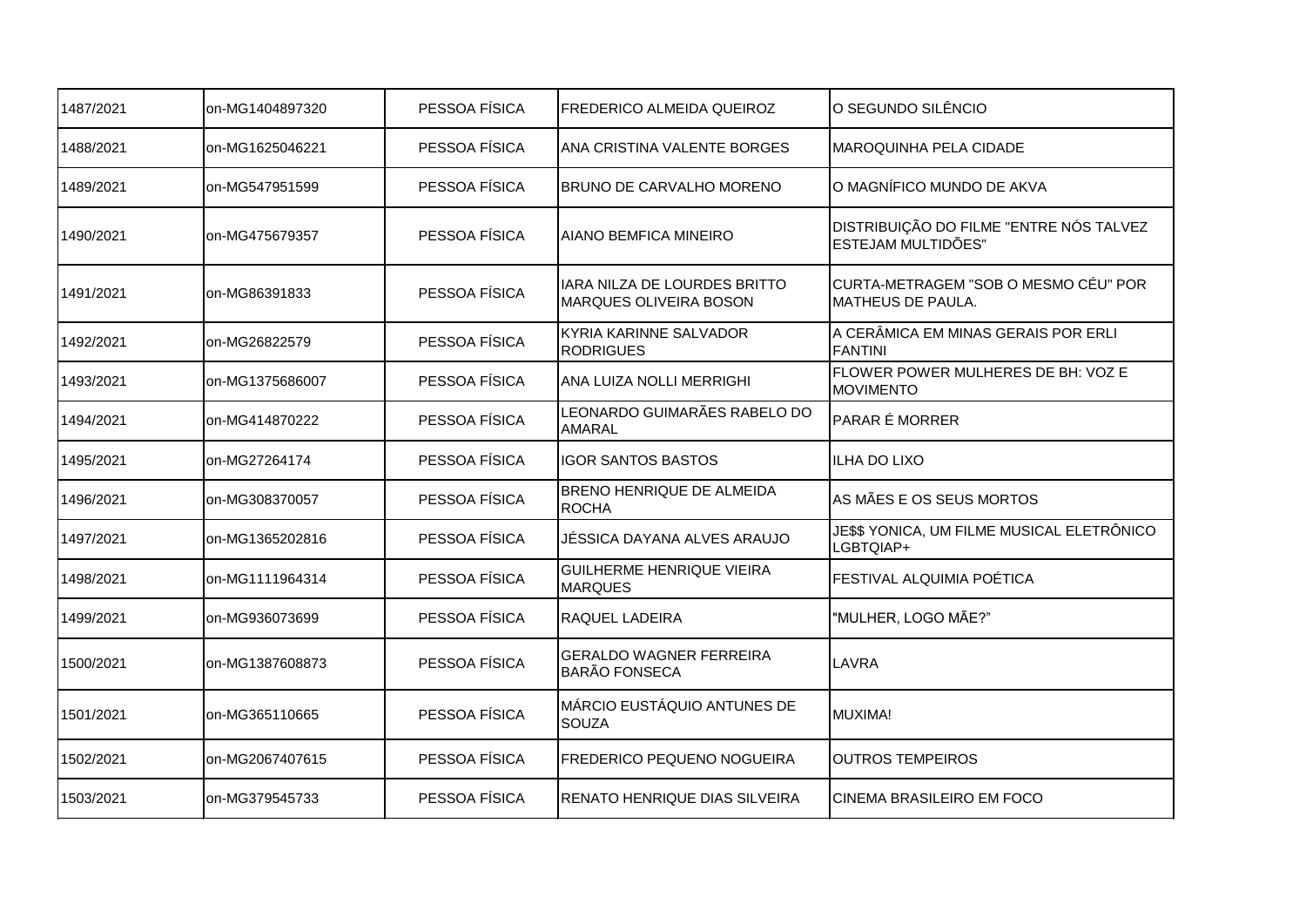| 1487/2021 | on-MG1404897320 | PESSOA FÍSICA | FREDERICO ALMEIDA QUEIROZ | O SEGUNDO SILÊNCIO |
|---|---|---|---|---|
| 1488/2021 | on-MG1625046221 | PESSOA FÍSICA | ANA CRISTINA VALENTE BORGES | MAROQUINHA PELA CIDADE |
| 1489/2021 | on-MG547951599 | PESSOA FÍSICA | BRUNO DE CARVALHO MORENO | O MAGNÍFICO MUNDO DE AKVA |
| 1490/2021 | on-MG475679357 | PESSOA FÍSICA | AIANO BEMFICA MINEIRO | DISTRIBUIÇÃO DO FILME "ENTRE NÓS TALVEZ ESTEJAM MULTIDÕES" |
| 1491/2021 | on-MG86391833 | PESSOA FÍSICA | IARA NILZA DE LOURDES BRITTO MARQUES OLIVEIRA BOSON | CURTA-METRAGEM "SOB O MESMO CÉU" POR MATHEUS DE PAULA. |
| 1492/2021 | on-MG26822579 | PESSOA FÍSICA | KYRIA KARINNE SALVADOR RODRIGUES | A CERÂMICA EM MINAS GERAIS POR ERLI FANTINI |
| 1493/2021 | on-MG1375686007 | PESSOA FÍSICA | ANA LUIZA NOLLI MERRIGHI | FLOWER POWER MULHERES DE BH: VOZ E MOVIMENTO |
| 1494/2021 | on-MG414870222 | PESSOA FÍSICA | LEONARDO GUIMARÃES RABELO DO AMARAL | PARAR É MORRER |
| 1495/2021 | on-MG27264174 | PESSOA FÍSICA | IGOR SANTOS BASTOS | ILHA DO LIXO |
| 1496/2021 | on-MG308370057 | PESSOA FÍSICA | BRENO HENRIQUE DE ALMEIDA ROCHA | AS MÃES E OS SEUS MORTOS |
| 1497/2021 | on-MG1365202816 | PESSOA FÍSICA | JÉSSICA DAYANA ALVES ARAUJO | JE$$ YONICA, UM FILME MUSICAL ELETRÔNICO LGBTQIAP+ |
| 1498/2021 | on-MG1111964314 | PESSOA FÍSICA | GUILHERME HENRIQUE VIEIRA MARQUES | FESTIVAL ALQUIMIA POÉTICA |
| 1499/2021 | on-MG936073699 | PESSOA FÍSICA | RAQUEL LADEIRA | "MULHER, LOGO MÃE?" |
| 1500/2021 | on-MG1387608873 | PESSOA FÍSICA | GERALDO WAGNER FERREIRA BARÃO FONSECA | LAVRA |
| 1501/2021 | on-MG365110665 | PESSOA FÍSICA | MÁRCIO EUSTÁQUIO ANTUNES DE SOUZA | MUXIMA! |
| 1502/2021 | on-MG2067407615 | PESSOA FÍSICA | FREDERICO PEQUENO NOGUEIRA | OUTROS TEMPEIROS |
| 1503/2021 | on-MG379545733 | PESSOA FÍSICA | RENATO HENRIQUE DIAS SILVEIRA | CINEMA BRASILEIRO EM FOCO |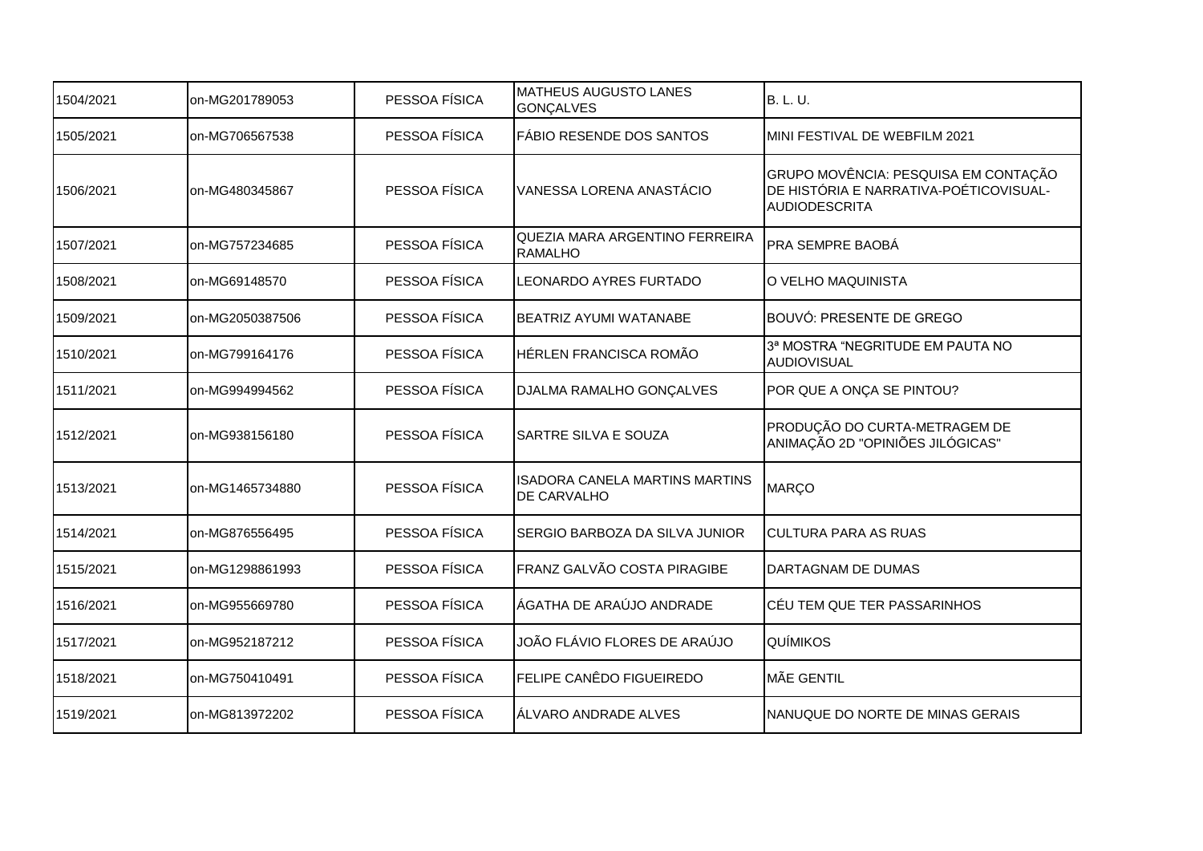| 1504/2021 | on-MG201789053 | PESSOA FÍSICA | MATHEUS AUGUSTO LANES GONÇALVES | B. L. U. |
|---|---|---|---|---|
| 1505/2021 | on-MG706567538 | PESSOA FÍSICA | FÁBIO RESENDE DOS SANTOS | MINI FESTIVAL DE WEBFILM 2021 |
| 1506/2021 | on-MG480345867 | PESSOA FÍSICA | VANESSA LORENA ANASTÁCIO | GRUPO MOVÊNCIA: PESQUISA EM CONTAÇÃO DE HISTÓRIA E NARRATIVA-POÉTICOVISUAL-AUDIODESCRITA |
| 1507/2021 | on-MG757234685 | PESSOA FÍSICA | QUEZIA MARA ARGENTINO FERREIRA RAMALHO | PRA SEMPRE BAOBÁ |
| 1508/2021 | on-MG69148570 | PESSOA FÍSICA | LEONARDO AYRES FURTADO | O VELHO MAQUINISTA |
| 1509/2021 | on-MG2050387506 | PESSOA FÍSICA | BEATRIZ AYUMI WATANABE | BOUVÓ: PRESENTE DE GREGO |
| 1510/2021 | on-MG799164176 | PESSOA FÍSICA | HÉRLEN FRANCISCA ROMÃO | 3ª MOSTRA "NEGRITUDE EM PAUTA NO AUDIOVISUAL |
| 1511/2021 | on-MG994994562 | PESSOA FÍSICA | DJALMA RAMALHO GONÇALVES | POR QUE A ONÇA SE PINTOU? |
| 1512/2021 | on-MG938156180 | PESSOA FÍSICA | SARTRE SILVA E SOUZA | PRODUÇÃO DO CURTA-METRAGEM DE ANIMAÇÃO 2D "OPINIÕES JILÓGICAS" |
| 1513/2021 | on-MG1465734880 | PESSOA FÍSICA | ISADORA CANELA MARTINS MARTINS DE CARVALHO | MARÇO |
| 1514/2021 | on-MG876556495 | PESSOA FÍSICA | SERGIO BARBOZA DA SILVA JUNIOR | CULTURA PARA AS RUAS |
| 1515/2021 | on-MG1298861993 | PESSOA FÍSICA | FRANZ GALVÃO COSTA PIRAGIBE | DARTAGNAM DE DUMAS |
| 1516/2021 | on-MG955669780 | PESSOA FÍSICA | ÁGATHA DE ARAÚJO ANDRADE | CÉU TEM QUE TER PASSARINHOS |
| 1517/2021 | on-MG952187212 | PESSOA FÍSICA | JOÃO FLÁVIO FLORES DE ARAÚJO | QUÍMIKOS |
| 1518/2021 | on-MG750410491 | PESSOA FÍSICA | FELIPE CANÊDO FIGUEIREDO | MÃE GENTIL |
| 1519/2021 | on-MG813972202 | PESSOA FÍSICA | ÁLVARO ANDRADE ALVES | NANUQUE DO NORTE DE MINAS GERAIS |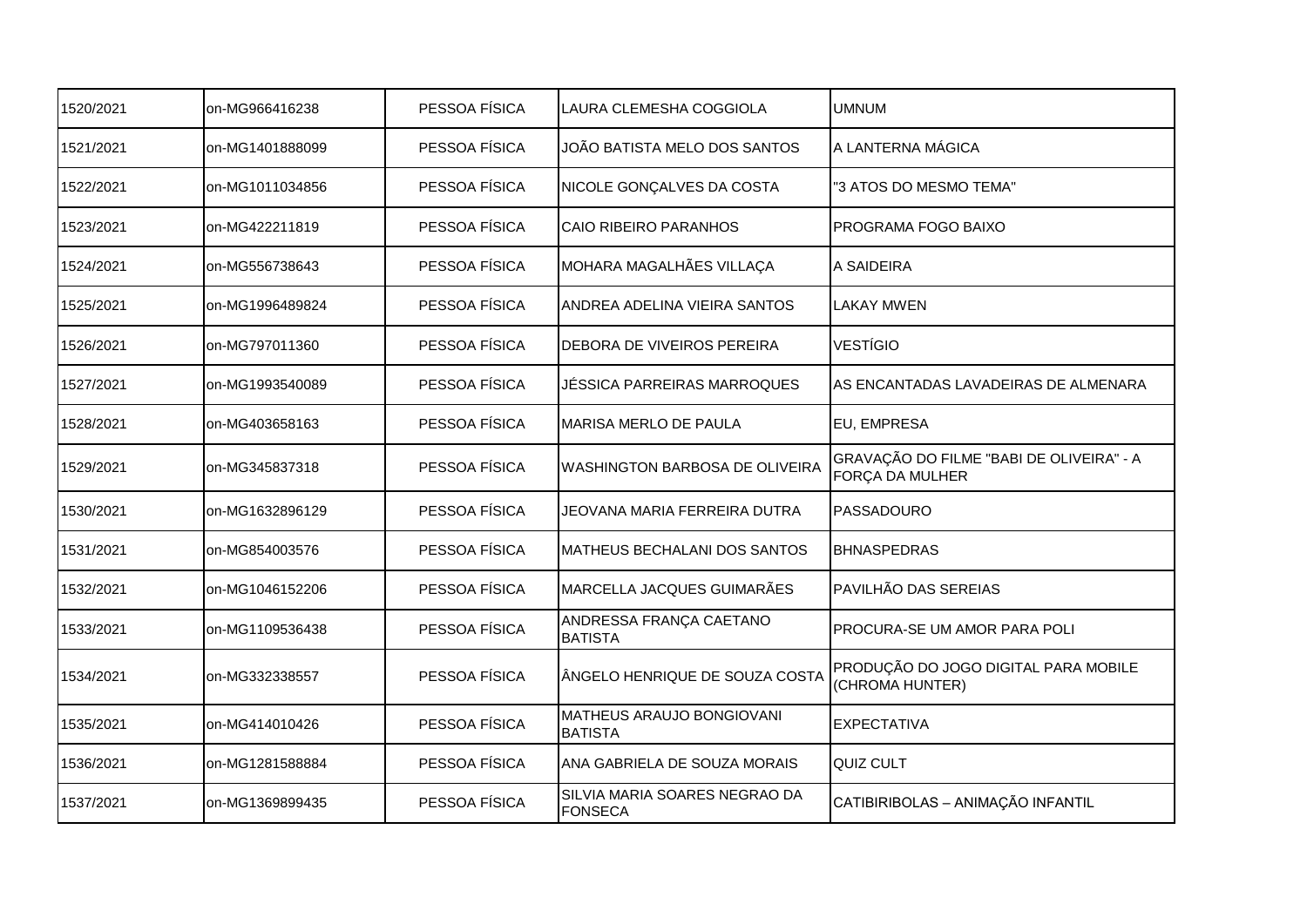| | | | | |
|---|---|---|---|---|
| 1520/2021 | on-MG966416238 | PESSOA FÍSICA | LAURA CLEMESHA COGGIOLA | UMNUM |
| 1521/2021 | on-MG1401888099 | PESSOA FÍSICA | JOÃO BATISTA MELO DOS SANTOS | A LANTERNA MÁGICA |
| 1522/2021 | on-MG1011034856 | PESSOA FÍSICA | NICOLE GONÇALVES DA COSTA | "3 ATOS DO MESMO TEMA" |
| 1523/2021 | on-MG422211819 | PESSOA FÍSICA | CAIO RIBEIRO PARANHOS | PROGRAMA FOGO BAIXO |
| 1524/2021 | on-MG556738643 | PESSOA FÍSICA | MOHARA MAGALHÃES VILLAÇA | A SAIDEIRA |
| 1525/2021 | on-MG1996489824 | PESSOA FÍSICA | ANDREA ADELINA VIEIRA SANTOS | LAKAY MWEN |
| 1526/2021 | on-MG797011360 | PESSOA FÍSICA | DEBORA DE VIVEIROS PEREIRA | VESTÍGIO |
| 1527/2021 | on-MG1993540089 | PESSOA FÍSICA | JÉSSICA PARREIRAS MARROQUES | AS ENCANTADAS LAVADEIRAS DE ALMENARA |
| 1528/2021 | on-MG403658163 | PESSOA FÍSICA | MARISA MERLO DE PAULA | EU, EMPRESA |
| 1529/2021 | on-MG345837318 | PESSOA FÍSICA | WASHINGTON BARBOSA DE OLIVEIRA | GRAVAÇÃO DO FILME "BABI DE OLIVEIRA" - A FORÇA DA MULHER |
| 1530/2021 | on-MG1632896129 | PESSOA FÍSICA | JEOVANA MARIA FERREIRA DUTRA | PASSADOURO |
| 1531/2021 | on-MG854003576 | PESSOA FÍSICA | MATHEUS BECHALANI DOS SANTOS | BHNASPEDRAS |
| 1532/2021 | on-MG1046152206 | PESSOA FÍSICA | MARCELLA JACQUES GUIMARÃES | PAVILHÃO DAS SEREIAS |
| 1533/2021 | on-MG1109536438 | PESSOA FÍSICA | ANDRESSA FRANÇA CAETANO BATISTA | PROCURA-SE UM AMOR PARA POLI |
| 1534/2021 | on-MG332338557 | PESSOA FÍSICA | ÂNGELO HENRIQUE DE SOUZA COSTA | PRODUÇÃO DO JOGO DIGITAL PARA MOBILE (CHROMA HUNTER) |
| 1535/2021 | on-MG414010426 | PESSOA FÍSICA | MATHEUS ARAUJO BONGIOVANI BATISTA | EXPECTATIVA |
| 1536/2021 | on-MG1281588884 | PESSOA FÍSICA | ANA GABRIELA DE SOUZA MORAIS | QUIZ CULT |
| 1537/2021 | on-MG1369899435 | PESSOA FÍSICA | SILVIA MARIA SOARES NEGRAO DA FONSECA | CATIBIRIBOLAS – ANIMAÇÃO INFANTIL |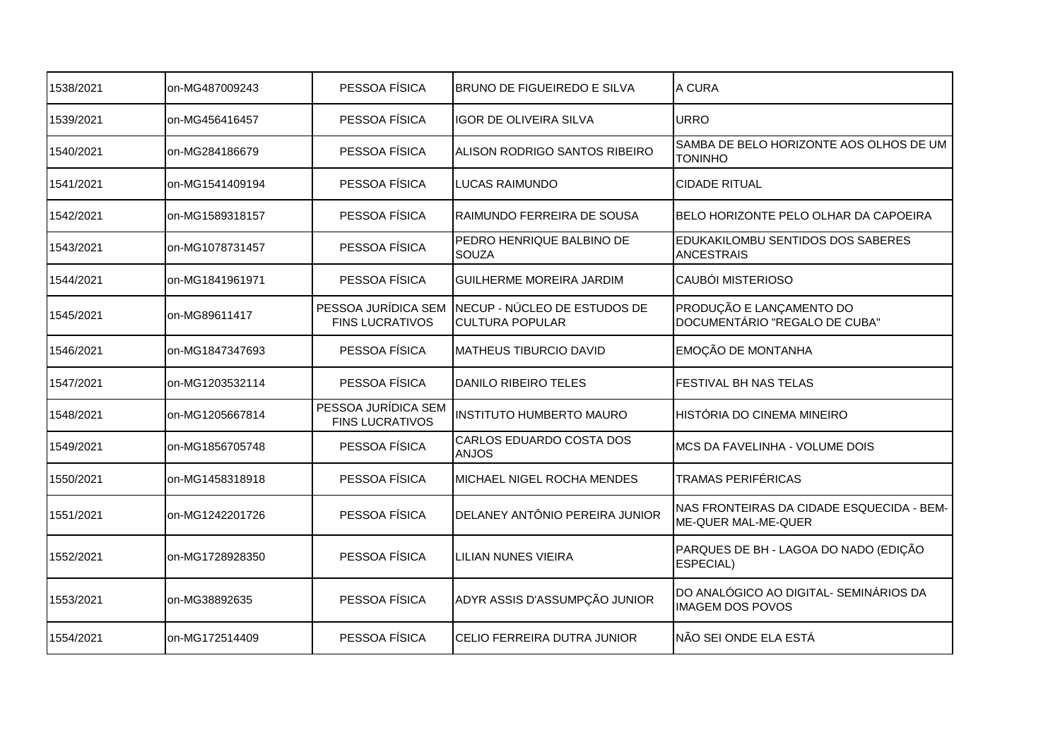| 1538/2021 | on-MG487009243 | PESSOA FÍSICA | BRUNO DE FIGUEIREDO E SILVA | A CURA |
|---|---|---|---|---|
| 1539/2021 | on-MG456416457 | PESSOA FÍSICA | IGOR DE OLIVEIRA SILVA | URRO |
| 1540/2021 | on-MG284186679 | PESSOA FÍSICA | ALISON RODRIGO SANTOS RIBEIRO | SAMBA DE BELO HORIZONTE AOS OLHOS DE UM TONINHO |
| 1541/2021 | on-MG1541409194 | PESSOA FÍSICA | LUCAS RAIMUNDO | CIDADE RITUAL |
| 1542/2021 | on-MG1589318157 | PESSOA FÍSICA | RAIMUNDO FERREIRA DE SOUSA | BELO HORIZONTE PELO OLHAR DA CAPOEIRA |
| 1543/2021 | on-MG1078731457 | PESSOA FÍSICA | PEDRO HENRIQUE BALBINO DE SOUZA | EDUKAKILOMBU SENTIDOS DOS SABERES ANCESTRAIS |
| 1544/2021 | on-MG1841961971 | PESSOA FÍSICA | GUILHERME MOREIRA JARDIM | CAUBÓI MISTERIOSO |
| 1545/2021 | on-MG89611417 | PESSOA JURÍDICA SEM FINS LUCRATIVOS | NECUP - NÚCLEO DE ESTUDOS DE CULTURA POPULAR | PRODUÇÃO E LANÇAMENTO DO DOCUMENTÁRIO "REGALO DE CUBA" |
| 1546/2021 | on-MG1847347693 | PESSOA FÍSICA | MATHEUS TIBURCIO DAVID | EMOÇÃO DE MONTANHA |
| 1547/2021 | on-MG1203532114 | PESSOA FÍSICA | DANILO RIBEIRO TELES | FESTIVAL BH NAS TELAS |
| 1548/2021 | on-MG1205667814 | PESSOA JURÍDICA SEM FINS LUCRATIVOS | INSTITUTO HUMBERTO MAURO | HISTÓRIA DO CINEMA MINEIRO |
| 1549/2021 | on-MG1856705748 | PESSOA FÍSICA | CARLOS EDUARDO COSTA DOS ANJOS | MCS DA FAVELINHA - VOLUME DOIS |
| 1550/2021 | on-MG1458318918 | PESSOA FÍSICA | MICHAEL NIGEL ROCHA MENDES | TRAMAS PERIFÉRICAS |
| 1551/2021 | on-MG1242201726 | PESSOA FÍSICA | DELANEY ANTÔNIO PEREIRA JUNIOR | NAS FRONTEIRAS DA CIDADE ESQUECIDA - BEM-ME-QUER MAL-ME-QUER |
| 1552/2021 | on-MG1728928350 | PESSOA FÍSICA | LILIAN NUNES VIEIRA | PARQUES DE BH - LAGOA DO NADO (EDIÇÃO ESPECIAL) |
| 1553/2021 | on-MG38892635 | PESSOA FÍSICA | ADYR ASSIS D'ASSUMPÇÃO JUNIOR | DO ANALÓGICO AO DIGITAL- SEMINÁRIOS DA IMAGEM DOS POVOS |
| 1554/2021 | on-MG172514409 | PESSOA FÍSICA | CELIO FERREIRA DUTRA JUNIOR | NÃO SEI ONDE ELA ESTÁ |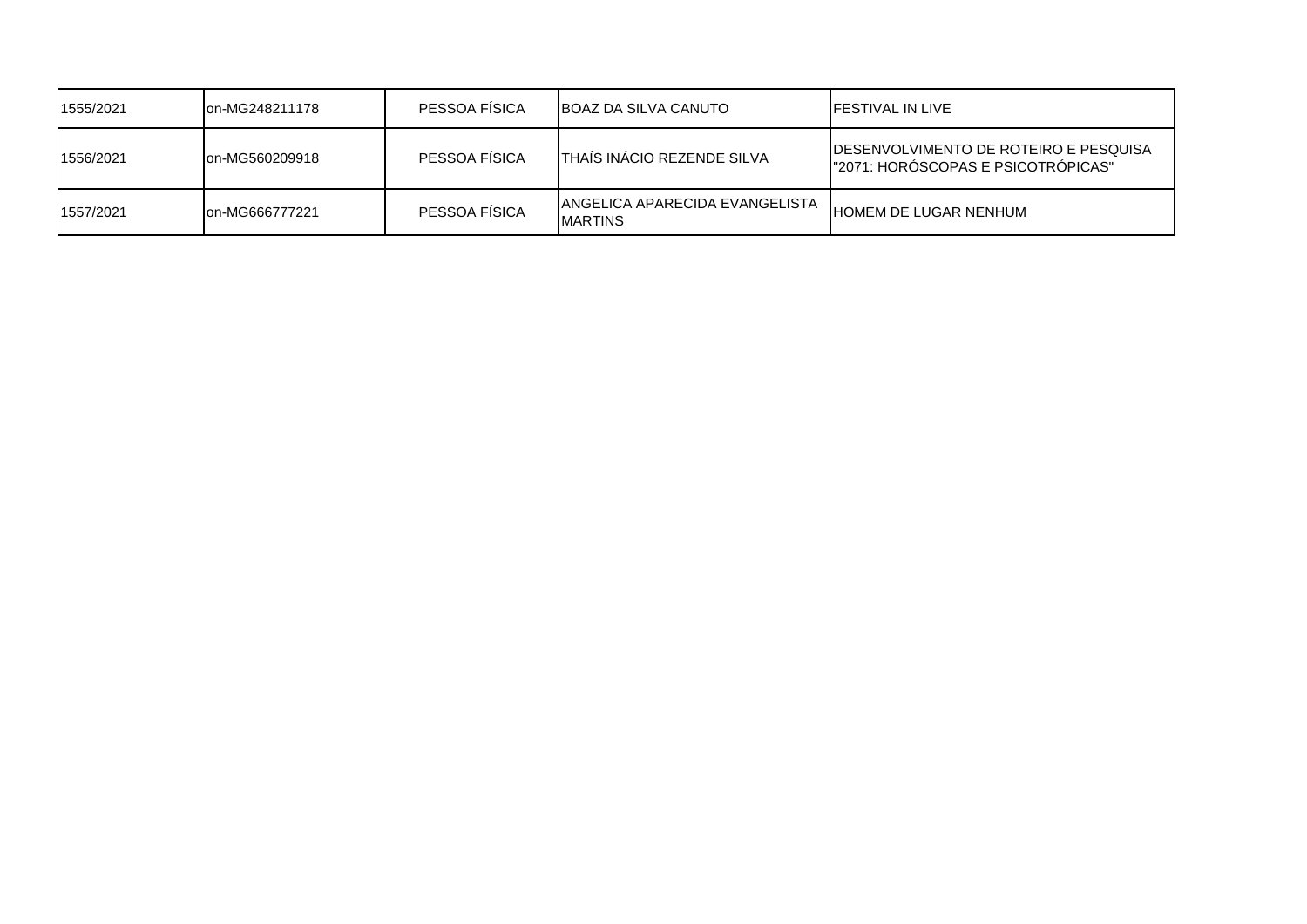| | | | | |
|---|---|---|---|---|
| 1555/2021 | on-MG248211178 | PESSOA FÍSICA | BOAZ DA SILVA CANUTO | FESTIVAL IN LIVE |
| 1556/2021 | on-MG560209918 | PESSOA FÍSICA | THAÍS INÁCIO REZENDE SILVA | DESENVOLVIMENTO DE ROTEIRO E PESQUISA "2071: HORÓSCOPAS E PSICOTRÓPICAS" |
| 1557/2021 | on-MG666777221 | PESSOA FÍSICA | ANGELICA APARECIDA EVANGELISTA MARTINS | HOMEM DE LUGAR NENHUM |